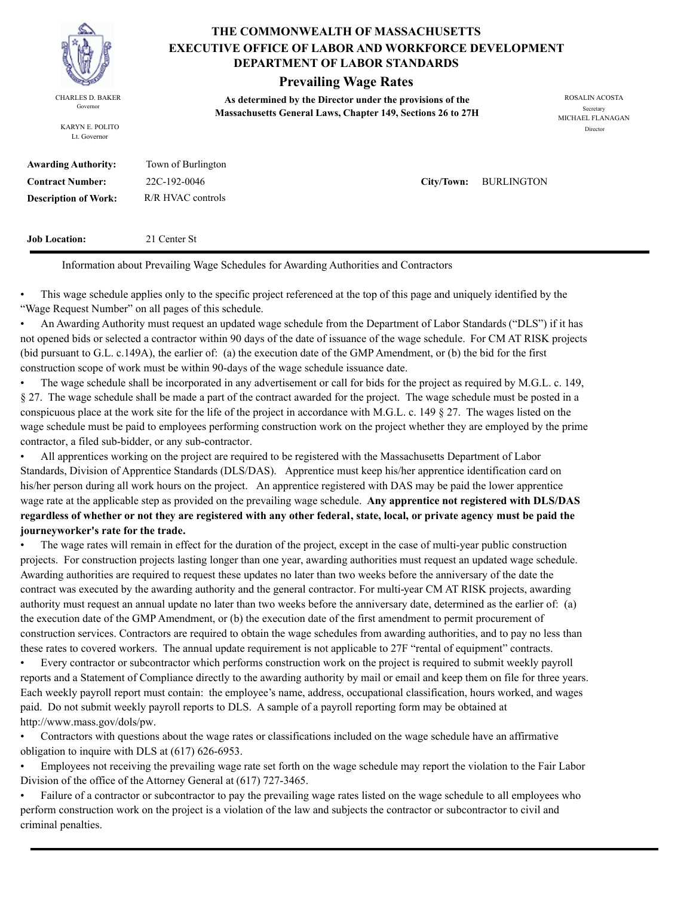# THE COMMONWEALTH OF MASSACHUSETTS
## EXECUTIVE OFFICE OF LABOR AND WORKFORCE DEVELOPMENT
## DEPARTMENT OF LABOR STANDARDS

### Prevailing Wage Rates

**As determined by the Director under the provisions of the Massachusetts General Laws, Chapter 149, Sections 26 to 27H**

CHARLES D. BAKER
Governor

KARYN E. POLITO
Lt. Governor

ROSALIN ACOSTA
Secretary

MICHAEL FLANAGAN
Director

**Awarding Authority:** Town of Burlington

**Contract Number:** 22C-192-0046  **City/Town:** BURLINGTON

**Description of Work:** R/R HVAC controls

**Job Location:** 21 Center St

---

Information about Prevailing Wage Schedules for Awarding Authorities and Contractors

- This wage schedule applies only to the specific project referenced at the top of this page and uniquely identified by the "Wage Request Number" on all pages of this schedule.
- An Awarding Authority must request an updated wage schedule from the Department of Labor Standards ("DLS") if it has not opened bids or selected a contractor within 90 days of the date of issuance of the wage schedule. For CM AT RISK projects (bid pursuant to G.L. c.149A), the earlier of: (a) the execution date of the GMP Amendment, or (b) the bid for the first construction scope of work must be within 90-days of the wage schedule issuance date.
- The wage schedule shall be incorporated in any advertisement or call for bids for the project as required by M.G.L. c. 149, § 27. The wage schedule shall be made a part of the contract awarded for the project. The wage schedule must be posted in a conspicuous place at the work site for the life of the project in accordance with M.G.L. c. 149 § 27. The wages listed on the wage schedule must be paid to employees performing construction work on the project whether they are employed by the prime contractor, a filed sub-bidder, or any sub-contractor.
- All apprentices working on the project are required to be registered with the Massachusetts Department of Labor Standards, Division of Apprentice Standards (DLS/DAS). Apprentice must keep his/her apprentice identification card on his/her person during all work hours on the project. An apprentice registered with DAS may be paid the lower apprentice wage rate at the applicable step as provided on the prevailing wage schedule. **Any apprentice not registered with DLS/DAS regardless of whether or not they are registered with any other federal, state, local, or private agency must be paid the journeyworker's rate for the trade.**
- The wage rates will remain in effect for the duration of the project, except in the case of multi-year public construction projects. For construction projects lasting longer than one year, awarding authorities must request an updated wage schedule. Awarding authorities are required to request these updates no later than two weeks before the anniversary of the date the contract was executed by the awarding authority and the general contractor. For multi-year CM AT RISK projects, awarding authority must request an annual update no later than two weeks before the anniversary date, determined as the earlier of: (a) the execution date of the GMP Amendment, or (b) the execution date of the first amendment to permit procurement of construction services. Contractors are required to obtain the wage schedules from awarding authorities, and to pay no less than these rates to covered workers. The annual update requirement is not applicable to 27F "rental of equipment" contracts.
- Every contractor or subcontractor which performs construction work on the project is required to submit weekly payroll reports and a Statement of Compliance directly to the awarding authority by mail or email and keep them on file for three years. Each weekly payroll report must contain: the employee's name, address, occupational classification, hours worked, and wages paid. Do not submit weekly payroll reports to DLS. A sample of a payroll reporting form may be obtained at http://www.mass.gov/dols/pw.
- Contractors with questions about the wage rates or classifications included on the wage schedule have an affirmative obligation to inquire with DLS at (617) 626-6953.
- Employees not receiving the prevailing wage rate set forth on the wage schedule may report the violation to the Fair Labor Division of the office of the Attorney General at (617) 727-3465.
- Failure of a contractor or subcontractor to pay the prevailing wage rates listed on the wage schedule to all employees who perform construction work on the project is a violation of the law and subjects the contractor or subcontractor to civil and criminal penalties.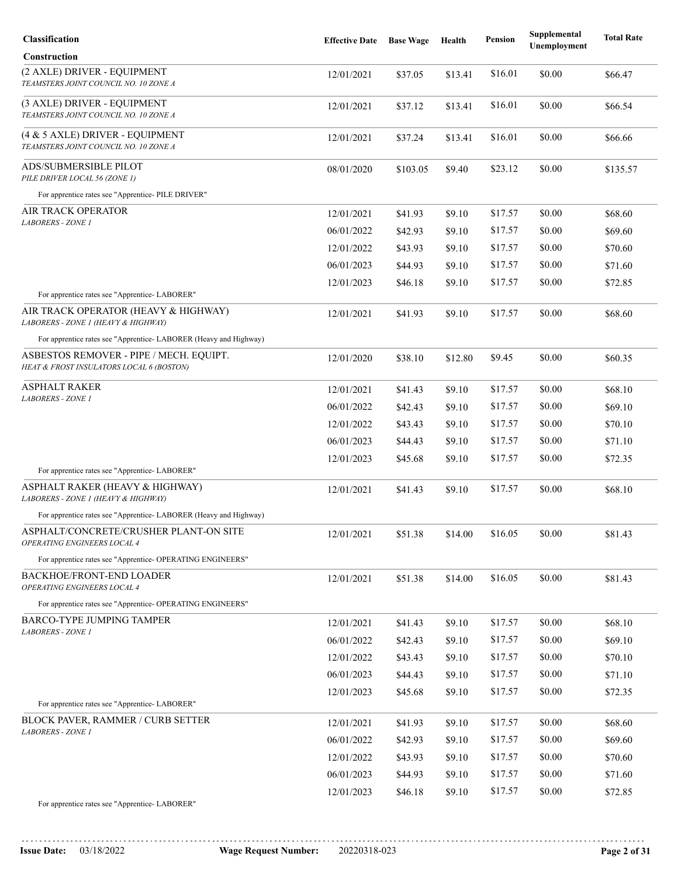| Classification | Effective Date | Base Wage | Health | Pension | Supplemental Unemployment | Total Rate |
|---|---|---|---|---|---|---|
| **Construction** | | | | | | |
| (2 AXLE) DRIVER - EQUIPMENT<br>*TEAMSTERS JOINT COUNCIL NO. 10 ZONE A* | 12/01/2021 | $37.05 | $13.41 | $16.01 | $0.00 | $66.47 |
| (3 AXLE) DRIVER - EQUIPMENT<br>*TEAMSTERS JOINT COUNCIL NO. 10 ZONE A* | 12/01/2021 | $37.12 | $13.41 | $16.01 | $0.00 | $66.54 |
| (4 & 5 AXLE) DRIVER - EQUIPMENT<br>*TEAMSTERS JOINT COUNCIL NO. 10 ZONE A* | 12/01/2021 | $37.24 | $13.41 | $16.01 | $0.00 | $66.66 |
| ADS/SUBMERSIBLE PILOT<br>*PILE DRIVER LOCAL 56 (ZONE 1)* | 08/01/2020 | $103.05 | $9.40 | $23.12 | $0.00 | $135.57 |
| For apprentice rates see "Apprentice- PILE DRIVER" | | | | | | |
| AIR TRACK OPERATOR<br>*LABORERS - ZONE 1* | 12/01/2021 | $41.93 | $9.10 | $17.57 | $0.00 | $68.60 |
| | 06/01/2022 | $42.93 | $9.10 | $17.57 | $0.00 | $69.60 |
| | 12/01/2022 | $43.93 | $9.10 | $17.57 | $0.00 | $70.60 |
| | 06/01/2023 | $44.93 | $9.10 | $17.57 | $0.00 | $71.60 |
| | 12/01/2023 | $46.18 | $9.10 | $17.57 | $0.00 | $72.85 |
| For apprentice rates see "Apprentice- LABORER" | | | | | | |
| AIR TRACK OPERATOR (HEAVY & HIGHWAY)<br>*LABORERS - ZONE 1 (HEAVY & HIGHWAY)* | 12/01/2021 | $41.93 | $9.10 | $17.57 | $0.00 | $68.60 |
| For apprentice rates see "Apprentice- LABORER (Heavy and Highway) | | | | | | |
| ASBESTOS REMOVER - PIPE / MECH. EQUIPT.<br>*HEAT & FROST INSULATORS LOCAL 6 (BOSTON)* | 12/01/2020 | $38.10 | $12.80 | $9.45 | $0.00 | $60.35 |
| ASPHALT RAKER<br>*LABORERS - ZONE 1* | 12/01/2021 | $41.43 | $9.10 | $17.57 | $0.00 | $68.10 |
| | 06/01/2022 | $42.43 | $9.10 | $17.57 | $0.00 | $69.10 |
| | 12/01/2022 | $43.43 | $9.10 | $17.57 | $0.00 | $70.10 |
| | 06/01/2023 | $44.43 | $9.10 | $17.57 | $0.00 | $71.10 |
| | 12/01/2023 | $45.68 | $9.10 | $17.57 | $0.00 | $72.35 |
| For apprentice rates see "Apprentice- LABORER" | | | | | | |
| ASPHALT RAKER (HEAVY & HIGHWAY)<br>*LABORERS - ZONE 1 (HEAVY & HIGHWAY)* | 12/01/2021 | $41.43 | $9.10 | $17.57 | $0.00 | $68.10 |
| For apprentice rates see "Apprentice- LABORER (Heavy and Highway) | | | | | | |
| ASPHALT/CONCRETE/CRUSHER PLANT-ON SITE<br>*OPERATING ENGINEERS LOCAL 4* | 12/01/2021 | $51.38 | $14.00 | $16.05 | $0.00 | $81.43 |
| For apprentice rates see "Apprentice- OPERATING ENGINEERS" | | | | | | |
| BACKHOE/FRONT-END LOADER<br>*OPERATING ENGINEERS LOCAL 4* | 12/01/2021 | $51.38 | $14.00 | $16.05 | $0.00 | $81.43 |
| For apprentice rates see "Apprentice- OPERATING ENGINEERS" | | | | | | |
| BARCO-TYPE JUMPING TAMPER<br>*LABORERS - ZONE 1* | 12/01/2021 | $41.43 | $9.10 | $17.57 | $0.00 | $68.10 |
| | 06/01/2022 | $42.43 | $9.10 | $17.57 | $0.00 | $69.10 |
| | 12/01/2022 | $43.43 | $9.10 | $17.57 | $0.00 | $70.10 |
| | 06/01/2023 | $44.43 | $9.10 | $17.57 | $0.00 | $71.10 |
| | 12/01/2023 | $45.68 | $9.10 | $17.57 | $0.00 | $72.35 |
| For apprentice rates see "Apprentice- LABORER" | | | | | | |
| BLOCK PAVER, RAMMER / CURB SETTER<br>*LABORERS - ZONE 1* | 12/01/2021 | $41.93 | $9.10 | $17.57 | $0.00 | $68.60 |
| | 06/01/2022 | $42.93 | $9.10 | $17.57 | $0.00 | $69.60 |
| | 12/01/2022 | $43.93 | $9.10 | $17.57 | $0.00 | $70.60 |
| | 06/01/2023 | $44.93 | $9.10 | $17.57 | $0.00 | $71.60 |
| | 12/01/2023 | $46.18 | $9.10 | $17.57 | $0.00 | $72.85 |
| For apprentice rates see "Apprentice- LABORER" | | | | | | |

**Issue Date:** 03/18/2022 **Wage Request Number:** 20220318-023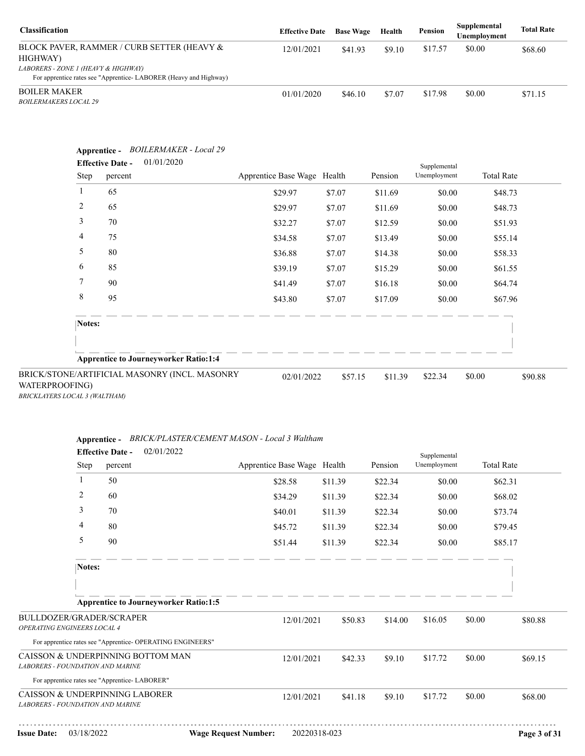| Classification | Effective Date | Base Wage | Health | Pension | Supplemental Unemployment | Total Rate |
|---|---|---|---|---|---|---|
| BLOCK PAVER, RAMMER / CURB SETTER (HEAVY & HIGHWAY)<br>*LABORERS - ZONE 1 (HEAVY & HIGHWAY)*<br>For apprentice rates see "Apprentice- LABORER (Heavy and Highway) | 12/01/2021 | $41.93 | $9.10 | $17.57 | $0.00 | $68.60 |
| BOILER MAKER<br>*BOILERMAKERS LOCAL 29* | 01/01/2020 | $46.10 | $7.07 | $17.98 | $0.00 | $71.15 |

**Apprentice -** *BOILERMAKER - Local 29*

**Effective Date -** 01/01/2020

| Step | percent | Apprentice Base Wage | Health | Pension | Supplemental Unemployment | Total Rate |
|---|---|---|---|---|---|---|
| 1 | 65 | $29.97 | $7.07 | $11.69 | $0.00 | $48.73 |
| 2 | 65 | $29.97 | $7.07 | $11.69 | $0.00 | $48.73 |
| 3 | 70 | $32.27 | $7.07 | $12.59 | $0.00 | $51.93 |
| 4 | 75 | $34.58 | $7.07 | $13.49 | $0.00 | $55.14 |
| 5 | 80 | $36.88 | $7.07 | $14.38 | $0.00 | $58.33 |
| 6 | 85 | $39.19 | $7.07 | $15.29 | $0.00 | $61.55 |
| 7 | 90 | $41.49 | $7.07 | $16.18 | $0.00 | $64.74 |
| 8 | 95 | $43.80 | $7.07 | $17.09 | $0.00 | $67.96 |

**Notes:**

**Apprentice to Journeyworker Ratio:1:4**

| Classification | Effective Date | Base Wage | Health | Pension | Supplemental Unemployment | Total Rate |
|---|---|---|---|---|---|---|
| BRICK/STONE/ARTIFICIAL MASONRY (INCL. MASONRY WATERPROOFING)<br>*BRICKLAYERS LOCAL 3 (WALTHAM)* | 02/01/2022 | $57.15 | $11.39 | $22.34 | $0.00 | $90.88 |

**Apprentice -** *BRICK/PLASTER/CEMENT MASON - Local 3 Waltham*

**Effective Date -** 02/01/2022

| Step | percent | Apprentice Base Wage | Health | Pension | Supplemental Unemployment | Total Rate |
|---|---|---|---|---|---|---|
| 1 | 50 | $28.58 | $11.39 | $22.34 | $0.00 | $62.31 |
| 2 | 60 | $34.29 | $11.39 | $22.34 | $0.00 | $68.02 |
| 3 | 70 | $40.01 | $11.39 | $22.34 | $0.00 | $73.74 |
| 4 | 80 | $45.72 | $11.39 | $22.34 | $0.00 | $79.45 |
| 5 | 90 | $51.44 | $11.39 | $22.34 | $0.00 | $85.17 |

**Notes:**

**Apprentice to Journeyworker Ratio:1:5**

| Classification | Effective Date | Base Wage | Health | Pension | Supplemental Unemployment | Total Rate |
|---|---|---|---|---|---|---|
| BULLDOZER/GRADER/SCRAPER<br>*OPERATING ENGINEERS LOCAL 4*<br>For apprentice rates see "Apprentice- OPERATING ENGINEERS" | 12/01/2021 | $50.83 | $14.00 | $16.05 | $0.00 | $80.88 |
| CAISSON & UNDERPINNING BOTTOM MAN<br>*LABORERS - FOUNDATION AND MARINE*<br>For apprentice rates see "Apprentice- LABORER" | 12/01/2021 | $42.33 | $9.10 | $17.72 | $0.00 | $69.15 |
| CAISSON & UNDERPINNING LABORER<br>*LABORERS - FOUNDATION AND MARINE* | 12/01/2021 | $41.18 | $9.10 | $17.72 | $0.00 | $68.00 |

**Issue Date:** 03/18/2022 **Wage Request Number:** 20220318-023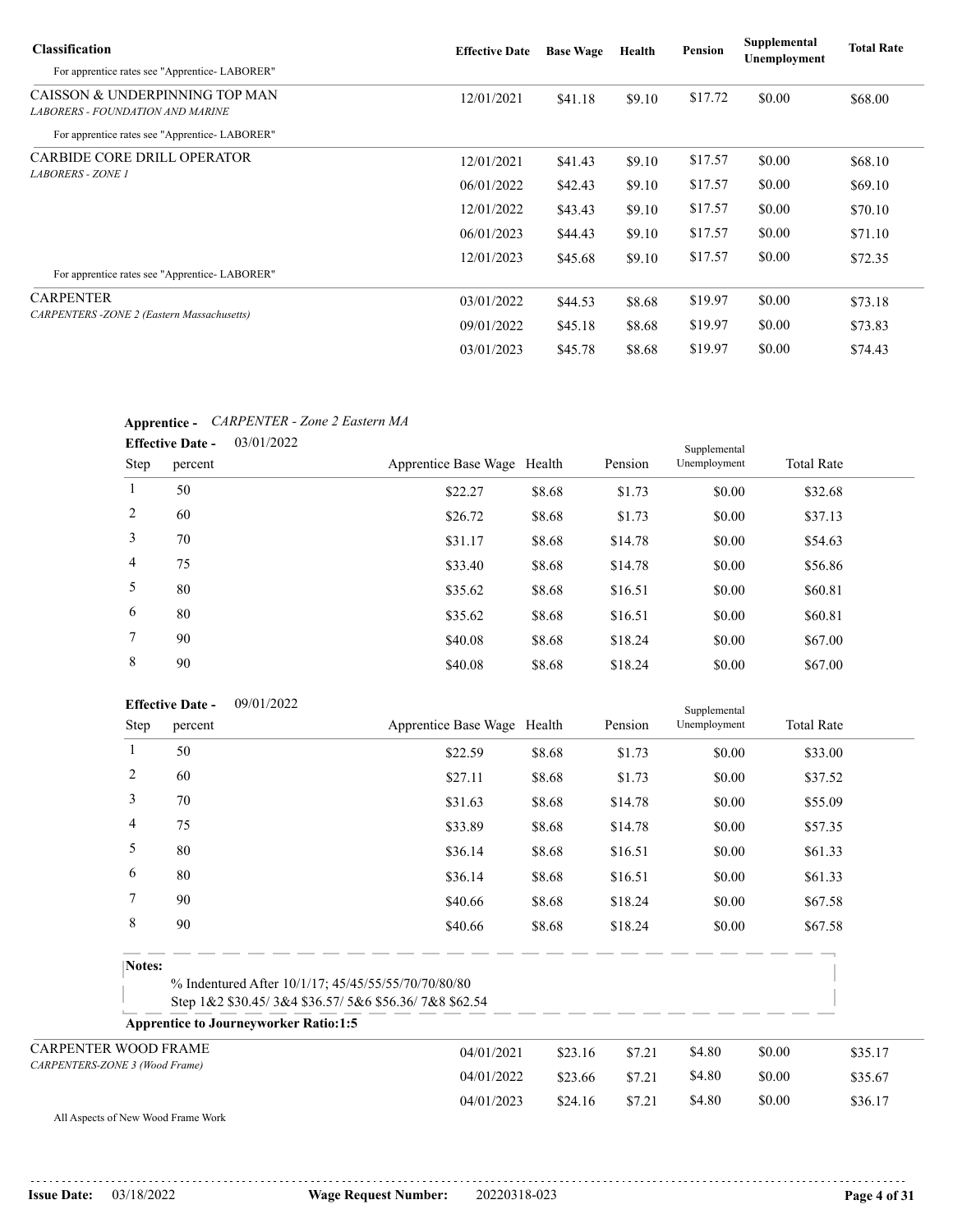| Classification | Effective Date | Base Wage | Health | Pension | Supplemental Unemployment | Total Rate |
|---|---|---|---|---|---|---|
| For apprentice rates see "Apprentice- LABORER" | | | | | | |
| CAISSON & UNDERPINNING TOP MAN *LABORERS - FOUNDATION AND MARINE* | 12/01/2021 | $41.18 | $9.10 | $17.72 | $0.00 | $68.00 |
| For apprentice rates see "Apprentice- LABORER" | | | | | | |
| CARBIDE CORE DRILL OPERATOR *LABORERS - ZONE 1* | 12/01/2021 | $41.43 | $9.10 | $17.57 | $0.00 | $68.10 |
| | 06/01/2022 | $42.43 | $9.10 | $17.57 | $0.00 | $69.10 |
| | 12/01/2022 | $43.43 | $9.10 | $17.57 | $0.00 | $70.10 |
| | 06/01/2023 | $44.43 | $9.10 | $17.57 | $0.00 | $71.10 |
| | 12/01/2023 | $45.68 | $9.10 | $17.57 | $0.00 | $72.35 |
| For apprentice rates see "Apprentice- LABORER" | | | | | | |
| CARPENTER *CARPENTERS -ZONE 2 (Eastern Massachusetts)* | 03/01/2022 | $44.53 | $8.68 | $19.97 | $0.00 | $73.18 |
| | 09/01/2022 | $45.18 | $8.68 | $19.97 | $0.00 | $73.83 |
| | 03/01/2023 | $45.78 | $8.68 | $19.97 | $0.00 | $74.43 |

**Apprentice -** *CARPENTER - Zone 2 Eastern MA*

**Effective Date -** 03/01/2022

| Step | percent | Apprentice Base Wage | Health | Pension | Supplemental Unemployment | Total Rate |
|---|---|---|---|---|---|---|
| 1 | 50 | $22.27 | $8.68 | $1.73 | $0.00 | $32.68 |
| 2 | 60 | $26.72 | $8.68 | $1.73 | $0.00 | $37.13 |
| 3 | 70 | $31.17 | $8.68 | $14.78 | $0.00 | $54.63 |
| 4 | 75 | $33.40 | $8.68 | $14.78 | $0.00 | $56.86 |
| 5 | 80 | $35.62 | $8.68 | $16.51 | $0.00 | $60.81 |
| 6 | 80 | $35.62 | $8.68 | $16.51 | $0.00 | $60.81 |
| 7 | 90 | $40.08 | $8.68 | $18.24 | $0.00 | $67.00 |
| 8 | 90 | $40.08 | $8.68 | $18.24 | $0.00 | $67.00 |

**Effective Date -** 09/01/2022

| Step | percent | Apprentice Base Wage | Health | Pension | Supplemental Unemployment | Total Rate |
|---|---|---|---|---|---|---|
| 1 | 50 | $22.59 | $8.68 | $1.73 | $0.00 | $33.00 |
| 2 | 60 | $27.11 | $8.68 | $1.73 | $0.00 | $37.52 |
| 3 | 70 | $31.63 | $8.68 | $14.78 | $0.00 | $55.09 |
| 4 | 75 | $33.89 | $8.68 | $14.78 | $0.00 | $57.35 |
| 5 | 80 | $36.14 | $8.68 | $16.51 | $0.00 | $61.33 |
| 6 | 80 | $36.14 | $8.68 | $16.51 | $0.00 | $61.33 |
| 7 | 90 | $40.66 | $8.68 | $18.24 | $0.00 | $67.58 |
| 8 | 90 | $40.66 | $8.68 | $18.24 | $0.00 | $67.58 |

**Notes:**

% Indentured After 10/1/17; 45/45/55/55/70/70/80/80
Step 1&2 $30.45/ 3&4 $36.57/ 5&6 $56.36/ 7&8 $62.54

**Apprentice to Journeyworker Ratio:1:5**

| Classification | Effective Date | Base Wage | Health | Pension | Supplemental Unemployment | Total Rate |
|---|---|---|---|---|---|---|
| CARPENTER WOOD FRAME *CARPENTERS-ZONE 3 (Wood Frame)* | 04/01/2021 | $23.16 | $7.21 | $4.80 | $0.00 | $35.17 |
| | 04/01/2022 | $23.66 | $7.21 | $4.80 | $0.00 | $35.67 |
| | 04/01/2023 | $24.16 | $7.21 | $4.80 | $0.00 | $36.17 |

All Aspects of New Wood Frame Work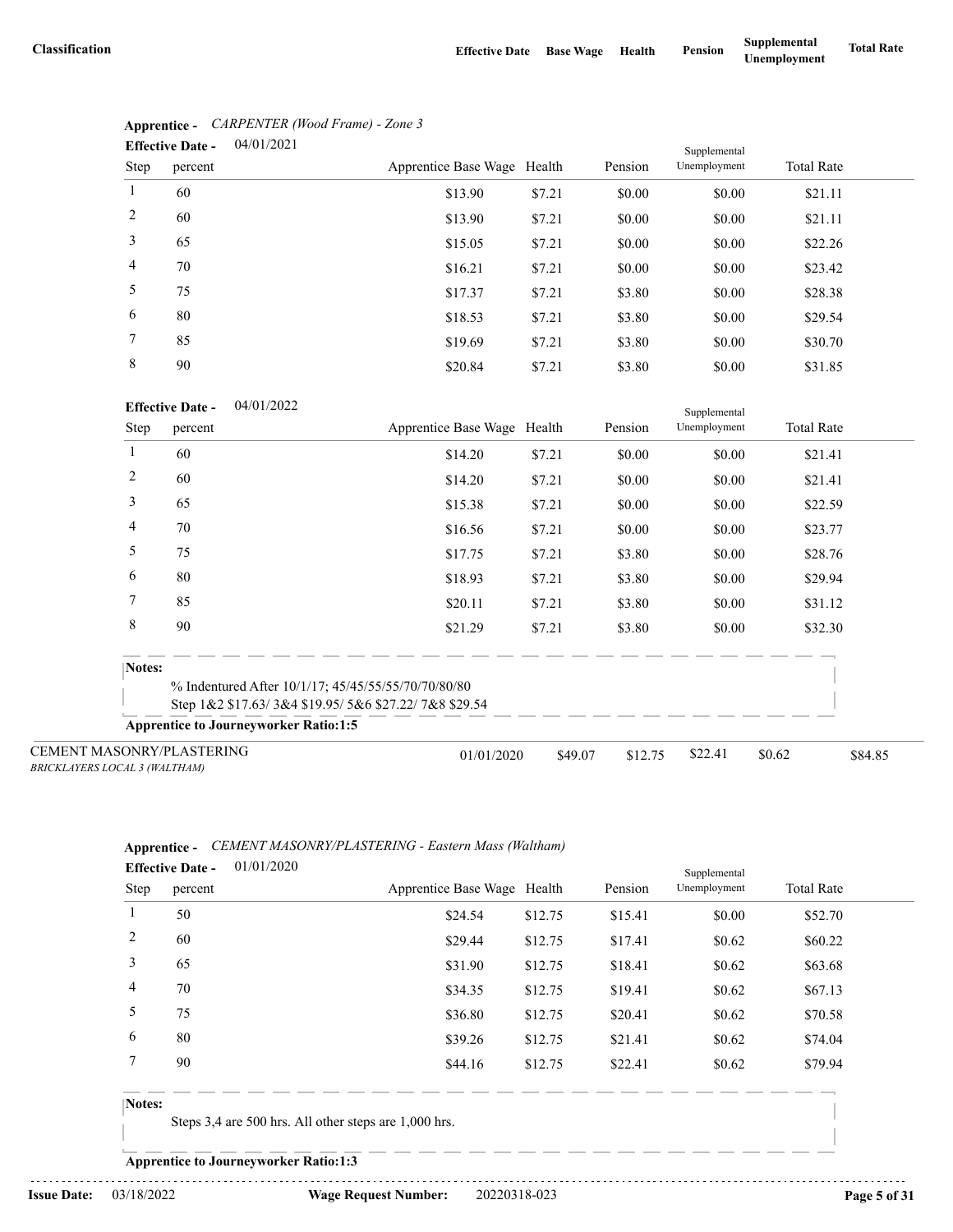| Classification | Effective Date | Base Wage | Health | Pension | Supplemental Unemployment | Total Rate |
|---|---|---|---|---|---|---|

**Apprentice -** *CARPENTER (Wood Frame) - Zone 3*

**Effective Date -** 04/01/2021

| Step | percent | Apprentice Base Wage | Health | Pension | Supplemental Unemployment | Total Rate |
|---|---|---|---|---|---|---|
| 1 | 60 | $13.90 | $7.21 | $0.00 | $0.00 | $21.11 |
| 2 | 60 | $13.90 | $7.21 | $0.00 | $0.00 | $21.11 |
| 3 | 65 | $15.05 | $7.21 | $0.00 | $0.00 | $22.26 |
| 4 | 70 | $16.21 | $7.21 | $0.00 | $0.00 | $23.42 |
| 5 | 75 | $17.37 | $7.21 | $3.80 | $0.00 | $28.38 |
| 6 | 80 | $18.53 | $7.21 | $3.80 | $0.00 | $29.54 |
| 7 | 85 | $19.69 | $7.21 | $3.80 | $0.00 | $30.70 |
| 8 | 90 | $20.84 | $7.21 | $3.80 | $0.00 | $31.85 |

**Effective Date -** 04/01/2022

| Step | percent | Apprentice Base Wage | Health | Pension | Supplemental Unemployment | Total Rate |
|---|---|---|---|---|---|---|
| 1 | 60 | $14.20 | $7.21 | $0.00 | $0.00 | $21.41 |
| 2 | 60 | $14.20 | $7.21 | $0.00 | $0.00 | $21.41 |
| 3 | 65 | $15.38 | $7.21 | $0.00 | $0.00 | $22.59 |
| 4 | 70 | $16.56 | $7.21 | $0.00 | $0.00 | $23.77 |
| 5 | 75 | $17.75 | $7.21 | $3.80 | $0.00 | $28.76 |
| 6 | 80 | $18.93 | $7.21 | $3.80 | $0.00 | $29.94 |
| 7 | 85 | $20.11 | $7.21 | $3.80 | $0.00 | $31.12 |
| 8 | 90 | $21.29 | $7.21 | $3.80 | $0.00 | $32.30 |

**Notes:**

% Indentured After 10/1/17; 45/45/55/55/70/70/80/80
Step 1&2 $17.63/ 3&4 $19.95/ 5&6 $27.22/ 7&8 $29.54

**Apprentice to Journeyworker Ratio:1:5**

| Classification | Effective Date | Base Wage | Health | Pension | Supplemental Unemployment | Total Rate |
|---|---|---|---|---|---|---|
| CEMENT MASONRY/PLASTERING *BRICKLAYERS LOCAL 3 (WALTHAM)* | 01/01/2020 | $49.07 | $12.75 | $22.41 | $0.62 | $84.85 |

**Apprentice -** *CEMENT MASONRY/PLASTERING - Eastern Mass (Waltham)*

**Effective Date -** 01/01/2020

| Step | percent | Apprentice Base Wage | Health | Pension | Supplemental Unemployment | Total Rate |
|---|---|---|---|---|---|---|
| 1 | 50 | $24.54 | $12.75 | $15.41 | $0.00 | $52.70 |
| 2 | 60 | $29.44 | $12.75 | $17.41 | $0.62 | $60.22 |
| 3 | 65 | $31.90 | $12.75 | $18.41 | $0.62 | $63.68 |
| 4 | 70 | $34.35 | $12.75 | $19.41 | $0.62 | $67.13 |
| 5 | 75 | $36.80 | $12.75 | $20.41 | $0.62 | $70.58 |
| 6 | 80 | $39.26 | $12.75 | $21.41 | $0.62 | $74.04 |
| 7 | 90 | $44.16 | $12.75 | $22.41 | $0.62 | $79.94 |

**Notes:**

Steps 3,4 are 500 hrs. All other steps are 1,000 hrs.

**Apprentice to Journeyworker Ratio:1:3**

**Issue Date:** 03/18/2022 **Wage Request Number:** 20220318-023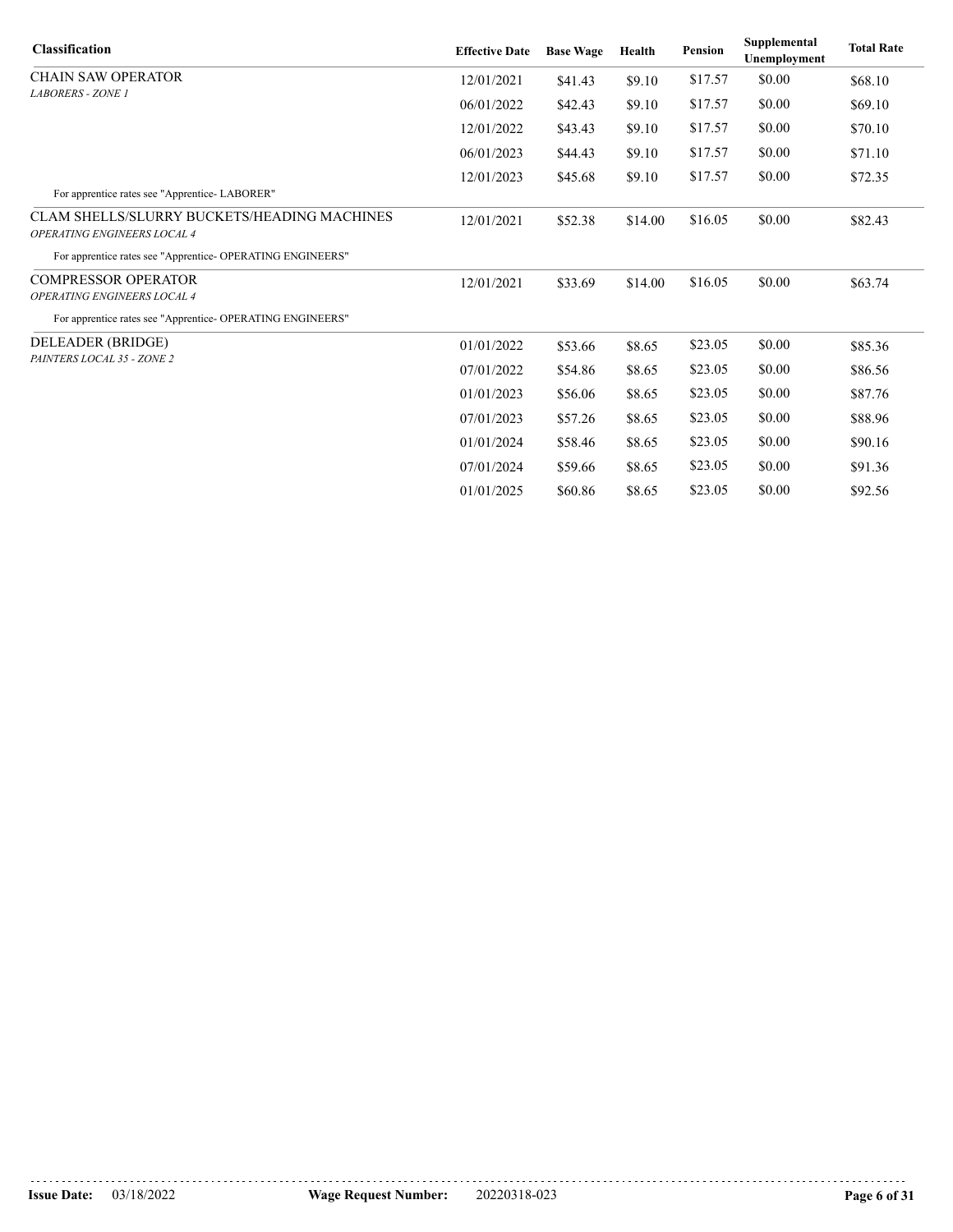| Classification | Effective Date | Base Wage | Health | Pension | Supplemental Unemployment | Total Rate |
|---|---|---|---|---|---|---|
| CHAIN SAW OPERATOR<br>*LABORERS - ZONE 1* | 12/01/2021 | $41.43 | $9.10 | $17.57 | $0.00 | $68.10 |
| | 06/01/2022 | $42.43 | $9.10 | $17.57 | $0.00 | $69.10 |
| | 12/01/2022 | $43.43 | $9.10 | $17.57 | $0.00 | $70.10 |
| | 06/01/2023 | $44.43 | $9.10 | $17.57 | $0.00 | $71.10 |
| | 12/01/2023 | $45.68 | $9.10 | $17.57 | $0.00 | $72.35 |
| For apprentice rates see "Apprentice- LABORER" | | | | | | |
| CLAM SHELLS/SLURRY BUCKETS/HEADING MACHINES<br>*OPERATING ENGINEERS LOCAL 4* | 12/01/2021 | $52.38 | $14.00 | $16.05 | $0.00 | $82.43 |
| For apprentice rates see "Apprentice- OPERATING ENGINEERS" | | | | | | |
| COMPRESSOR OPERATOR<br>*OPERATING ENGINEERS LOCAL 4* | 12/01/2021 | $33.69 | $14.00 | $16.05 | $0.00 | $63.74 |
| For apprentice rates see "Apprentice- OPERATING ENGINEERS" | | | | | | |
| DELEADER (BRIDGE)<br>*PAINTERS LOCAL 35 - ZONE 2* | 01/01/2022 | $53.66 | $8.65 | $23.05 | $0.00 | $85.36 |
| | 07/01/2022 | $54.86 | $8.65 | $23.05 | $0.00 | $86.56 |
| | 01/01/2023 | $56.06 | $8.65 | $23.05 | $0.00 | $87.76 |
| | 07/01/2023 | $57.26 | $8.65 | $23.05 | $0.00 | $88.96 |
| | 01/01/2024 | $58.46 | $8.65 | $23.05 | $0.00 | $90.16 |
| | 07/01/2024 | $59.66 | $8.65 | $23.05 | $0.00 | $91.36 |
| | 01/01/2025 | $60.86 | $8.65 | $23.05 | $0.00 | $92.56 |

**Issue Date:** 03/18/2022 **Wage Request Number:** 20220318-023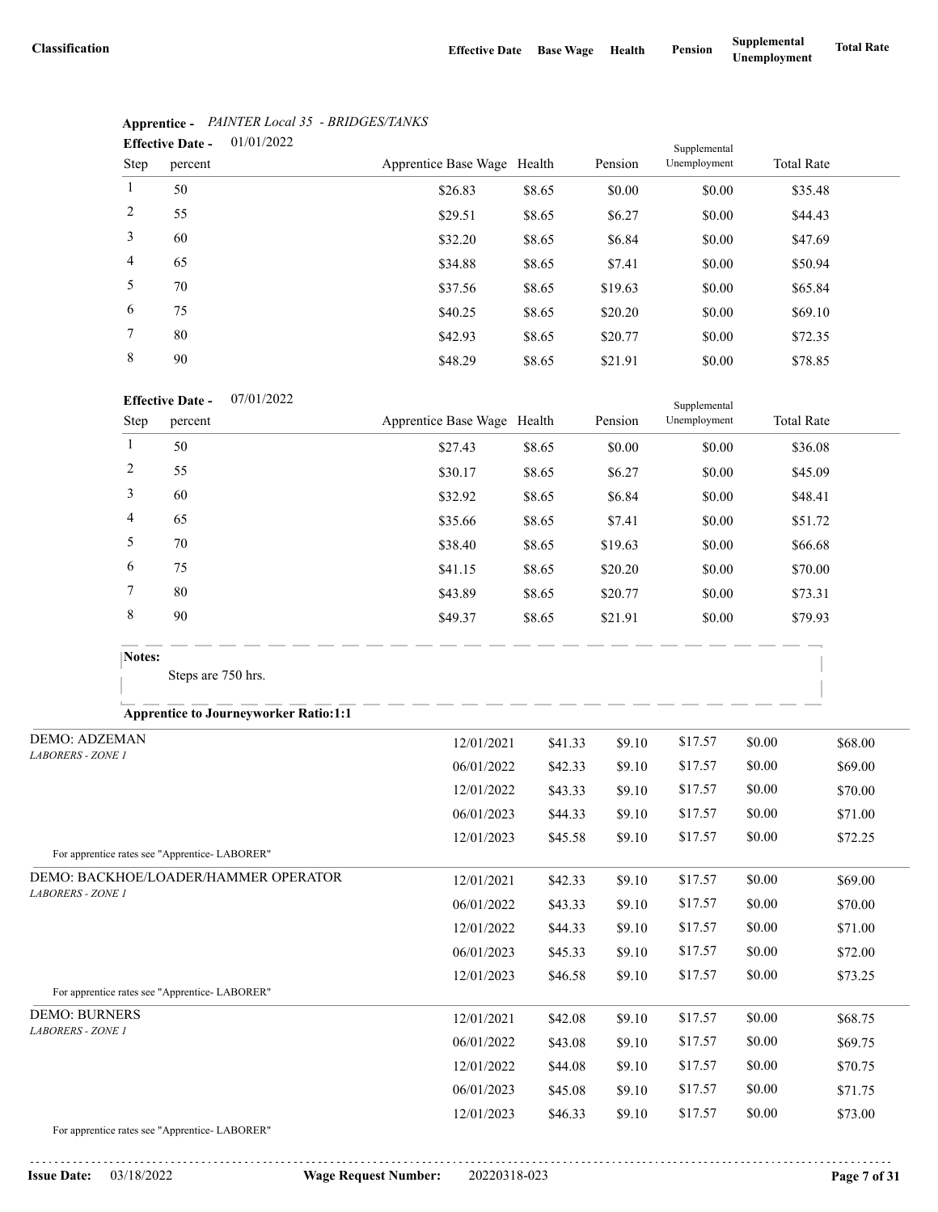| Classification | Effective Date | Base Wage | Health | Pension | Supplemental Unemployment | Total Rate |
|---|---|---|---|---|---|---|

**Apprentice -** *PAINTER Local 35 - BRIDGES/TANKS*

**Effective Date -** 01/01/2022

| Step | percent | Apprentice Base Wage | Health | Pension | Supplemental Unemployment | Total Rate |
|---|---|---|---|---|---|---|
| 1 | 50 | $26.83 | $8.65 | $0.00 | $0.00 | $35.48 |
| 2 | 55 | $29.51 | $8.65 | $6.27 | $0.00 | $44.43 |
| 3 | 60 | $32.20 | $8.65 | $6.84 | $0.00 | $47.69 |
| 4 | 65 | $34.88 | $8.65 | $7.41 | $0.00 | $50.94 |
| 5 | 70 | $37.56 | $8.65 | $19.63 | $0.00 | $65.84 |
| 6 | 75 | $40.25 | $8.65 | $20.20 | $0.00 | $69.10 |
| 7 | 80 | $42.93 | $8.65 | $20.77 | $0.00 | $72.35 |
| 8 | 90 | $48.29 | $8.65 | $21.91 | $0.00 | $78.85 |

**Effective Date -** 07/01/2022

| Step | percent | Apprentice Base Wage | Health | Pension | Supplemental Unemployment | Total Rate |
|---|---|---|---|---|---|---|
| 1 | 50 | $27.43 | $8.65 | $0.00 | $0.00 | $36.08 |
| 2 | 55 | $30.17 | $8.65 | $6.27 | $0.00 | $45.09 |
| 3 | 60 | $32.92 | $8.65 | $6.84 | $0.00 | $48.41 |
| 4 | 65 | $35.66 | $8.65 | $7.41 | $0.00 | $51.72 |
| 5 | 70 | $38.40 | $8.65 | $19.63 | $0.00 | $66.68 |
| 6 | 75 | $41.15 | $8.65 | $20.20 | $0.00 | $70.00 |
| 7 | 80 | $43.89 | $8.65 | $20.77 | $0.00 | $73.31 |
| 8 | 90 | $49.37 | $8.65 | $21.91 | $0.00 | $79.93 |

**Notes:**

Steps are 750 hrs.

**Apprentice to Journeyworker Ratio:1:1**

| Classification | Effective Date | Base Wage | Health | Pension | Supplemental Unemployment | Total Rate |
|---|---|---|---|---|---|---|
| DEMO: ADZEMAN *LABORERS - ZONE 1* | 12/01/2021 | $41.33 | $9.10 | $17.57 | $0.00 | $68.00 |
| | 06/01/2022 | $42.33 | $9.10 | $17.57 | $0.00 | $69.00 |
| | 12/01/2022 | $43.33 | $9.10 | $17.57 | $0.00 | $70.00 |
| | 06/01/2023 | $44.33 | $9.10 | $17.57 | $0.00 | $71.00 |
| | 12/01/2023 | $45.58 | $9.10 | $17.57 | $0.00 | $72.25 |
| For apprentice rates see "Apprentice- LABORER" | | | | | | |
| DEMO: BACKHOE/LOADER/HAMMER OPERATOR *LABORERS - ZONE 1* | 12/01/2021 | $42.33 | $9.10 | $17.57 | $0.00 | $69.00 |
| | 06/01/2022 | $43.33 | $9.10 | $17.57 | $0.00 | $70.00 |
| | 12/01/2022 | $44.33 | $9.10 | $17.57 | $0.00 | $71.00 |
| | 06/01/2023 | $45.33 | $9.10 | $17.57 | $0.00 | $72.00 |
| | 12/01/2023 | $46.58 | $9.10 | $17.57 | $0.00 | $73.25 |
| For apprentice rates see "Apprentice- LABORER" | | | | | | |
| DEMO: BURNERS *LABORERS - ZONE 1* | 12/01/2021 | $42.08 | $9.10 | $17.57 | $0.00 | $68.75 |
| | 06/01/2022 | $43.08 | $9.10 | $17.57 | $0.00 | $69.75 |
| | 12/01/2022 | $44.08 | $9.10 | $17.57 | $0.00 | $70.75 |
| | 06/01/2023 | $45.08 | $9.10 | $17.57 | $0.00 | $71.75 |
| | 12/01/2023 | $46.33 | $9.10 | $17.57 | $0.00 | $73.00 |
| For apprentice rates see "Apprentice- LABORER" | | | | | | |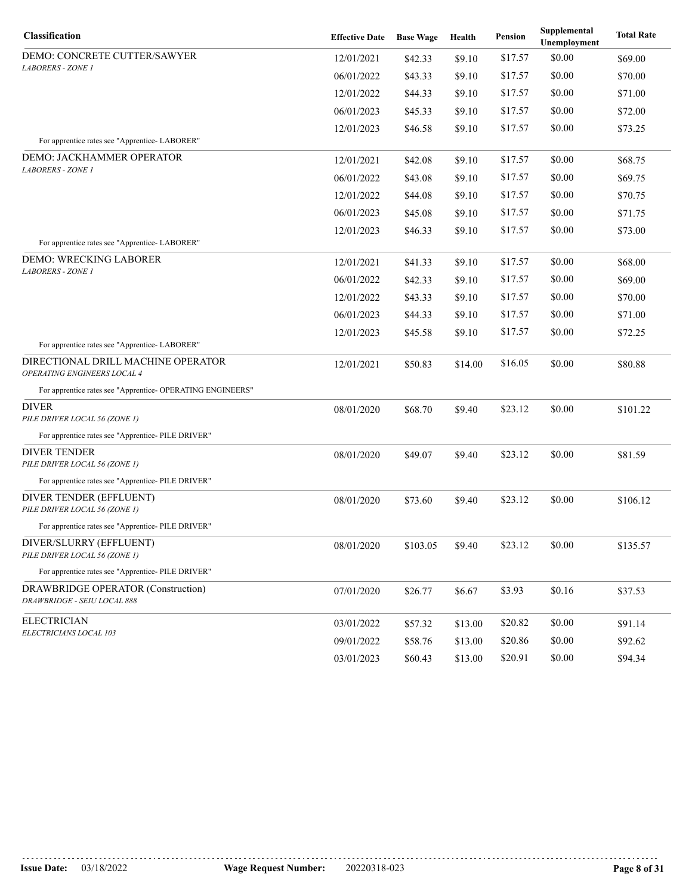| Classification | Effective Date | Base Wage | Health | Pension | Supplemental Unemployment | Total Rate |
|---|---|---|---|---|---|---|
| DEMO: CONCRETE CUTTER/SAWYER<br>*LABORERS - ZONE 1* | 12/01/2021 | $42.33 | $9.10 | $17.57 | $0.00 | $69.00 |
| | 06/01/2022 | $43.33 | $9.10 | $17.57 | $0.00 | $70.00 |
| | 12/01/2022 | $44.33 | $9.10 | $17.57 | $0.00 | $71.00 |
| | 06/01/2023 | $45.33 | $9.10 | $17.57 | $0.00 | $72.00 |
| | 12/01/2023 | $46.58 | $9.10 | $17.57 | $0.00 | $73.25 |
| For apprentice rates see "Apprentice- LABORER" | | | | | | |
| DEMO: JACKHAMMER OPERATOR<br>*LABORERS - ZONE 1* | 12/01/2021 | $42.08 | $9.10 | $17.57 | $0.00 | $68.75 |
| | 06/01/2022 | $43.08 | $9.10 | $17.57 | $0.00 | $69.75 |
| | 12/01/2022 | $44.08 | $9.10 | $17.57 | $0.00 | $70.75 |
| | 06/01/2023 | $45.08 | $9.10 | $17.57 | $0.00 | $71.75 |
| | 12/01/2023 | $46.33 | $9.10 | $17.57 | $0.00 | $73.00 |
| For apprentice rates see "Apprentice- LABORER" | | | | | | |
| DEMO: WRECKING LABORER<br>*LABORERS - ZONE 1* | 12/01/2021 | $41.33 | $9.10 | $17.57 | $0.00 | $68.00 |
| | 06/01/2022 | $42.33 | $9.10 | $17.57 | $0.00 | $69.00 |
| | 12/01/2022 | $43.33 | $9.10 | $17.57 | $0.00 | $70.00 |
| | 06/01/2023 | $44.33 | $9.10 | $17.57 | $0.00 | $71.00 |
| | 12/01/2023 | $45.58 | $9.10 | $17.57 | $0.00 | $72.25 |
| For apprentice rates see "Apprentice- LABORER" | | | | | | |
| DIRECTIONAL DRILL MACHINE OPERATOR<br>*OPERATING ENGINEERS LOCAL 4* | 12/01/2021 | $50.83 | $14.00 | $16.05 | $0.00 | $80.88 |
| For apprentice rates see "Apprentice- OPERATING ENGINEERS" | | | | | | |
| DIVER<br>*PILE DRIVER LOCAL 56 (ZONE 1)* | 08/01/2020 | $68.70 | $9.40 | $23.12 | $0.00 | $101.22 |
| For apprentice rates see "Apprentice- PILE DRIVER" | | | | | | |
| DIVER TENDER<br>*PILE DRIVER LOCAL 56 (ZONE 1)* | 08/01/2020 | $49.07 | $9.40 | $23.12 | $0.00 | $81.59 |
| For apprentice rates see "Apprentice- PILE DRIVER" | | | | | | |
| DIVER TENDER (EFFLUENT)<br>*PILE DRIVER LOCAL 56 (ZONE 1)* | 08/01/2020 | $73.60 | $9.40 | $23.12 | $0.00 | $106.12 |
| For apprentice rates see "Apprentice- PILE DRIVER" | | | | | | |
| DIVER/SLURRY (EFFLUENT)<br>*PILE DRIVER LOCAL 56 (ZONE 1)* | 08/01/2020 | $103.05 | $9.40 | $23.12 | $0.00 | $135.57 |
| For apprentice rates see "Apprentice- PILE DRIVER" | | | | | | |
| DRAWBRIDGE OPERATOR (Construction)<br>*DRAWBRIDGE - SEIU LOCAL 888* | 07/01/2020 | $26.77 | $6.67 | $3.93 | $0.16 | $37.53 |
| ELECTRICIAN<br>*ELECTRICIANS LOCAL 103* | 03/01/2022 | $57.32 | $13.00 | $20.82 | $0.00 | $91.14 |
| | 09/01/2022 | $58.76 | $13.00 | $20.86 | $0.00 | $92.62 |
| | 03/01/2023 | $60.43 | $13.00 | $20.91 | $0.00 | $94.34 |

**Issue Date:** 03/18/2022 **Wage Request Number:** 20220318-023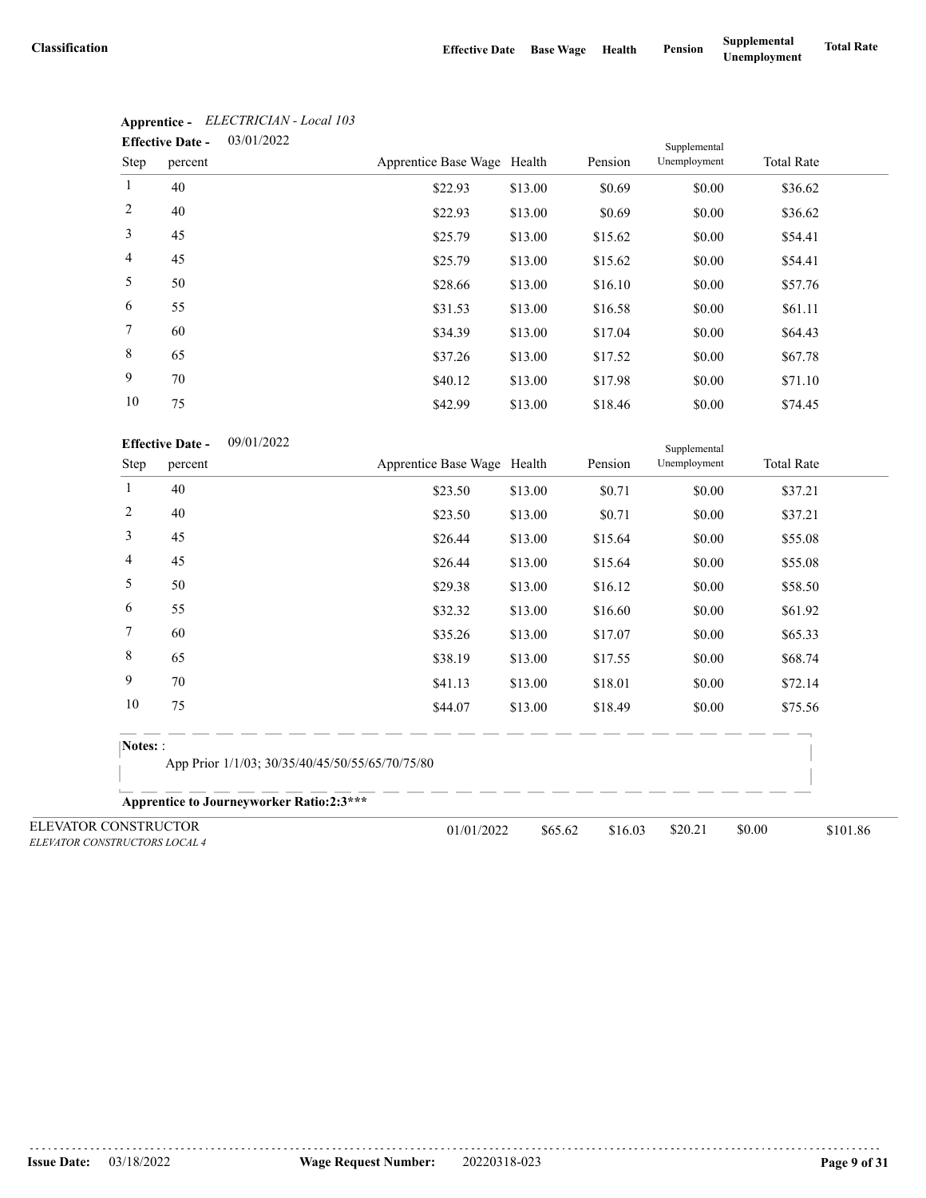| Classification | Effective Date | Base Wage | Health | Pension | Supplemental Unemployment | Total Rate |
|---|---|---|---|---|---|---|

**Apprentice -** *ELECTRICIAN - Local 103*

**Effective Date -** 03/01/2022

| Step | percent | Apprentice Base Wage | Health | Pension | Supplemental Unemployment | Total Rate |
|---|---|---|---|---|---|---|
| 1 | 40 | $22.93 | $13.00 | $0.69 | $0.00 | $36.62 |
| 2 | 40 | $22.93 | $13.00 | $0.69 | $0.00 | $36.62 |
| 3 | 45 | $25.79 | $13.00 | $15.62 | $0.00 | $54.41 |
| 4 | 45 | $25.79 | $13.00 | $15.62 | $0.00 | $54.41 |
| 5 | 50 | $28.66 | $13.00 | $16.10 | $0.00 | $57.76 |
| 6 | 55 | $31.53 | $13.00 | $16.58 | $0.00 | $61.11 |
| 7 | 60 | $34.39 | $13.00 | $17.04 | $0.00 | $64.43 |
| 8 | 65 | $37.26 | $13.00 | $17.52 | $0.00 | $67.78 |
| 9 | 70 | $40.12 | $13.00 | $17.98 | $0.00 | $71.10 |
| 10 | 75 | $42.99 | $13.00 | $18.46 | $0.00 | $74.45 |

**Effective Date -** 09/01/2022

| Step | percent | Apprentice Base Wage | Health | Pension | Supplemental Unemployment | Total Rate |
|---|---|---|---|---|---|---|
| 1 | 40 | $23.50 | $13.00 | $0.71 | $0.00 | $37.21 |
| 2 | 40 | $23.50 | $13.00 | $0.71 | $0.00 | $37.21 |
| 3 | 45 | $26.44 | $13.00 | $15.64 | $0.00 | $55.08 |
| 4 | 45 | $26.44 | $13.00 | $15.64 | $0.00 | $55.08 |
| 5 | 50 | $29.38 | $13.00 | $16.12 | $0.00 | $58.50 |
| 6 | 55 | $32.32 | $13.00 | $16.60 | $0.00 | $61.92 |
| 7 | 60 | $35.26 | $13.00 | $17.07 | $0.00 | $65.33 |
| 8 | 65 | $38.19 | $13.00 | $17.55 | $0.00 | $68.74 |
| 9 | 70 | $41.13 | $13.00 | $18.01 | $0.00 | $72.14 |
| 10 | 75 | $44.07 | $13.00 | $18.49 | $0.00 | $75.56 |

**Notes:** :

App Prior 1/1/03; 30/35/40/45/50/55/65/70/75/80

**Apprentice to Journeyworker Ratio:2:3*****

| Classification | Effective Date | Base Wage | Health | Pension | Supplemental Unemployment | Total Rate |
|---|---|---|---|---|---|---|
| ELEVATOR CONSTRUCTOR *ELEVATOR CONSTRUCTORS LOCAL 4* | 01/01/2022 | $65.62 | $16.03 | $20.21 | $0.00 | $101.86 |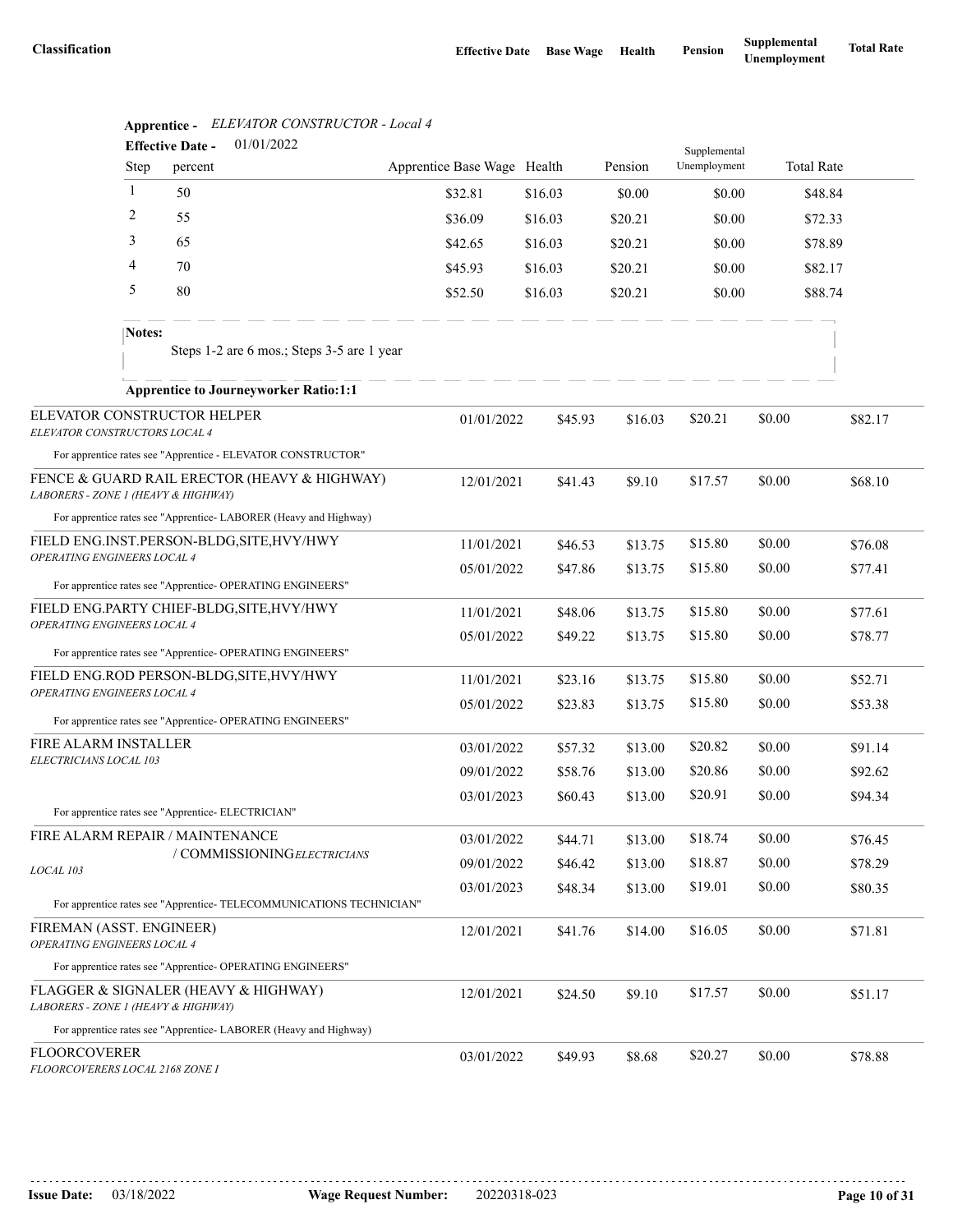| Classification | Effective Date | Base Wage | Health | Pension | Supplemental Unemployment | Total Rate |
|---|---|---|---|---|---|---|

**Apprentice -** *ELEVATOR CONSTRUCTOR - Local 4*

**Effective Date -** 01/01/2022

| Step | percent | Apprentice Base Wage | Health | Pension | Supplemental Unemployment | Total Rate |
|---|---|---|---|---|---|---|
| 1 | 50 | $32.81 | $16.03 | $0.00 | $0.00 | $48.84 |
| 2 | 55 | $36.09 | $16.03 | $20.21 | $0.00 | $72.33 |
| 3 | 65 | $42.65 | $16.03 | $20.21 | $0.00 | $78.89 |
| 4 | 70 | $45.93 | $16.03 | $20.21 | $0.00 | $82.17 |
| 5 | 80 | $52.50 | $16.03 | $20.21 | $0.00 | $88.74 |

**Notes:**

Steps 1-2 are 6 mos.; Steps 3-5 are 1 year

**Apprentice to Journeyworker Ratio:1:1**

| Classification | Effective Date | Base Wage | Health | Pension | Supplemental Unemployment | Total Rate |
|---|---|---|---|---|---|---|
| ELEVATOR CONSTRUCTOR HELPER<br>*ELEVATOR CONSTRUCTORS LOCAL 4* | 01/01/2022 | $45.93 | $16.03 | $20.21 | $0.00 | $82.17 |
| For apprentice rates see "Apprentice - ELEVATOR CONSTRUCTOR" | | | | | | |
| FENCE & GUARD RAIL ERECTOR (HEAVY & HIGHWAY)<br>*LABORERS - ZONE 1 (HEAVY & HIGHWAY)* | 12/01/2021 | $41.43 | $9.10 | $17.57 | $0.00 | $68.10 |
| For apprentice rates see "Apprentice- LABORER (Heavy and Highway) | | | | | | |
| FIELD ENG.INST.PERSON-BLDG,SITE,HVY/HWY<br>*OPERATING ENGINEERS LOCAL 4* | 11/01/2021 | $46.53 | $13.75 | $15.80 | $0.00 | $76.08 |
| | 05/01/2022 | $47.86 | $13.75 | $15.80 | $0.00 | $77.41 |
| For apprentice rates see "Apprentice- OPERATING ENGINEERS" | | | | | | |
| FIELD ENG.PARTY CHIEF-BLDG,SITE,HVY/HWY<br>*OPERATING ENGINEERS LOCAL 4* | 11/01/2021 | $48.06 | $13.75 | $15.80 | $0.00 | $77.61 |
| | 05/01/2022 | $49.22 | $13.75 | $15.80 | $0.00 | $78.77 |
| For apprentice rates see "Apprentice- OPERATING ENGINEERS" | | | | | | |
| FIELD ENG.ROD PERSON-BLDG,SITE,HVY/HWY<br>*OPERATING ENGINEERS LOCAL 4* | 11/01/2021 | $23.16 | $13.75 | $15.80 | $0.00 | $52.71 |
| | 05/01/2022 | $23.83 | $13.75 | $15.80 | $0.00 | $53.38 |
| For apprentice rates see "Apprentice- OPERATING ENGINEERS" | | | | | | |
| FIRE ALARM INSTALLER<br>*ELECTRICIANS LOCAL 103* | 03/01/2022 | $57.32 | $13.00 | $20.82 | $0.00 | $91.14 |
| | 09/01/2022 | $58.76 | $13.00 | $20.86 | $0.00 | $92.62 |
| | 03/01/2023 | $60.43 | $13.00 | $20.91 | $0.00 | $94.34 |
| For apprentice rates see "Apprentice- ELECTRICIAN" | | | | | | |
| FIRE ALARM REPAIR / MAINTENANCE / COMMISSIONING<br>*ELECTRICIANS LOCAL 103* | 03/01/2022 | $44.71 | $13.00 | $18.74 | $0.00 | $76.45 |
| | 09/01/2022 | $46.42 | $13.00 | $18.87 | $0.00 | $78.29 |
| | 03/01/2023 | $48.34 | $13.00 | $19.01 | $0.00 | $80.35 |
| For apprentice rates see "Apprentice- TELECOMMUNICATIONS TECHNICIAN" | | | | | | |
| FIREMAN (ASST. ENGINEER)<br>*OPERATING ENGINEERS LOCAL 4* | 12/01/2021 | $41.76 | $14.00 | $16.05 | $0.00 | $71.81 |
| For apprentice rates see "Apprentice- OPERATING ENGINEERS" | | | | | | |
| FLAGGER & SIGNALER (HEAVY & HIGHWAY)<br>*LABORERS - ZONE 1 (HEAVY & HIGHWAY)* | 12/01/2021 | $24.50 | $9.10 | $17.57 | $0.00 | $51.17 |
| For apprentice rates see "Apprentice- LABORER (Heavy and Highway) | | | | | | |
| FLOORCOVERER<br>*FLOORCOVERERS LOCAL 2168 ZONE I* | 03/01/2022 | $49.93 | $8.68 | $20.27 | $0.00 | $78.88 |

**Issue Date:** 03/18/2022 **Wage Request Number:** 20220318-023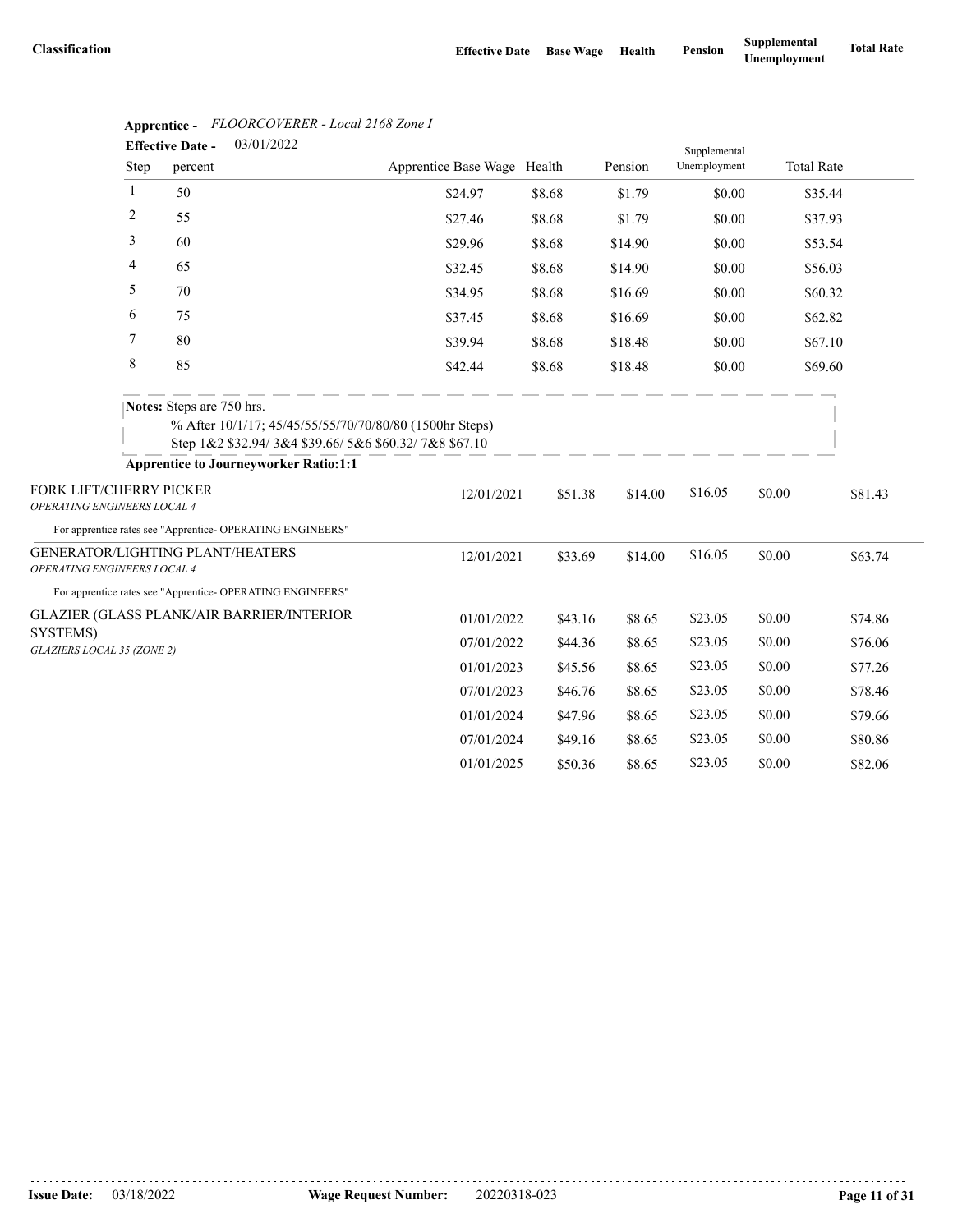| Classification | Effective Date | Base Wage | Health | Pension | Supplemental Unemployment | Total Rate |
|---|---|---|---|---|---|---|

**Apprentice -** *FLOORCOVERER - Local 2168 Zone I*

**Effective Date -** 03/01/2022

| Step | percent | Apprentice Base Wage | Health | Pension | Supplemental Unemployment | Total Rate |
|---|---|---|---|---|---|---|
| 1 | 50 | $24.97 | $8.68 | $1.79 | $0.00 | $35.44 |
| 2 | 55 | $27.46 | $8.68 | $1.79 | $0.00 | $37.93 |
| 3 | 60 | $29.96 | $8.68 | $14.90 | $0.00 | $53.54 |
| 4 | 65 | $32.45 | $8.68 | $14.90 | $0.00 | $56.03 |
| 5 | 70 | $34.95 | $8.68 | $16.69 | $0.00 | $60.32 |
| 6 | 75 | $37.45 | $8.68 | $16.69 | $0.00 | $62.82 |
| 7 | 80 | $39.94 | $8.68 | $18.48 | $0.00 | $67.10 |
| 8 | 85 | $42.44 | $8.68 | $18.48 | $0.00 | $69.60 |

**Notes:** Steps are 750 hrs.
% After 10/1/17; 45/45/55/55/70/70/80/80 (1500hr Steps)
Step 1&2 $32.94/ 3&4 $39.66/ 5&6 $60.32/ 7&8 $67.10

**Apprentice to Journeyworker Ratio:1:1**

| Classification | Effective Date | Base Wage | Health | Pension | Supplemental Unemployment | Total Rate |
|---|---|---|---|---|---|---|
| FORK LIFT/CHERRY PICKER *OPERATING ENGINEERS LOCAL 4* | 12/01/2021 | $51.38 | $14.00 | $16.05 | $0.00 | $81.43 |
| For apprentice rates see "Apprentice- OPERATING ENGINEERS" | | | | | | |
| GENERATOR/LIGHTING PLANT/HEATERS *OPERATING ENGINEERS LOCAL 4* | 12/01/2021 | $33.69 | $14.00 | $16.05 | $0.00 | $63.74 |
| For apprentice rates see "Apprentice- OPERATING ENGINEERS" | | | | | | |
| GLAZIER (GLASS PLANK/AIR BARRIER/INTERIOR SYSTEMS) *GLAZIERS LOCAL 35 (ZONE 2)* | 01/01/2022 | $43.16 | $8.65 | $23.05 | $0.00 | $74.86 |
| | 07/01/2022 | $44.36 | $8.65 | $23.05 | $0.00 | $76.06 |
| | 01/01/2023 | $45.56 | $8.65 | $23.05 | $0.00 | $77.26 |
| | 07/01/2023 | $46.76 | $8.65 | $23.05 | $0.00 | $78.46 |
| | 01/01/2024 | $47.96 | $8.65 | $23.05 | $0.00 | $79.66 |
| | 07/01/2024 | $49.16 | $8.65 | $23.05 | $0.00 | $80.86 |
| | 01/01/2025 | $50.36 | $8.65 | $23.05 | $0.00 | $82.06 |

**Issue Date:** 03/18/2022 **Wage Request Number:** 20220318-023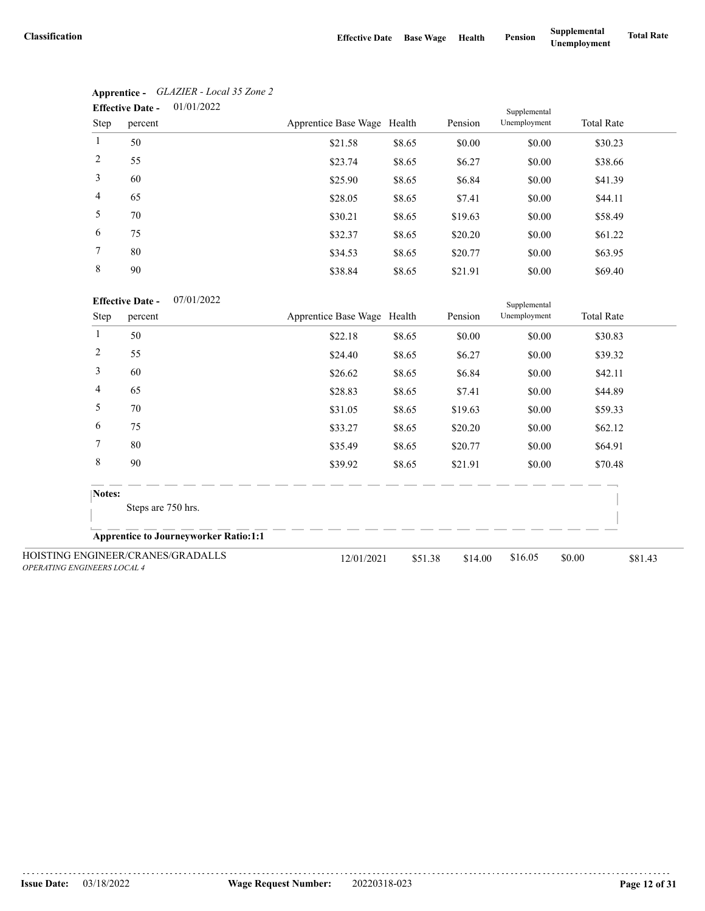| Classification | Effective Date | Base Wage | Health | Pension | Supplemental Unemployment | Total Rate |
|---|---|---|---|---|---|---|

**Apprentice -** *GLAZIER - Local 35 Zone 2*

**Effective Date -** 01/01/2022

| Step | percent | Apprentice Base Wage | Health | Pension | Supplemental Unemployment | Total Rate |
|---|---|---|---|---|---|---|
| 1 | 50 | $21.58 | $8.65 | $0.00 | $0.00 | $30.23 |
| 2 | 55 | $23.74 | $8.65 | $6.27 | $0.00 | $38.66 |
| 3 | 60 | $25.90 | $8.65 | $6.84 | $0.00 | $41.39 |
| 4 | 65 | $28.05 | $8.65 | $7.41 | $0.00 | $44.11 |
| 5 | 70 | $30.21 | $8.65 | $19.63 | $0.00 | $58.49 |
| 6 | 75 | $32.37 | $8.65 | $20.20 | $0.00 | $61.22 |
| 7 | 80 | $34.53 | $8.65 | $20.77 | $0.00 | $63.95 |
| 8 | 90 | $38.84 | $8.65 | $21.91 | $0.00 | $69.40 |

**Effective Date -** 07/01/2022

| Step | percent | Apprentice Base Wage | Health | Pension | Supplemental Unemployment | Total Rate |
|---|---|---|---|---|---|---|
| 1 | 50 | $22.18 | $8.65 | $0.00 | $0.00 | $30.83 |
| 2 | 55 | $24.40 | $8.65 | $6.27 | $0.00 | $39.32 |
| 3 | 60 | $26.62 | $8.65 | $6.84 | $0.00 | $42.11 |
| 4 | 65 | $28.83 | $8.65 | $7.41 | $0.00 | $44.89 |
| 5 | 70 | $31.05 | $8.65 | $19.63 | $0.00 | $59.33 |
| 6 | 75 | $33.27 | $8.65 | $20.20 | $0.00 | $62.12 |
| 7 | 80 | $35.49 | $8.65 | $20.77 | $0.00 | $64.91 |
| 8 | 90 | $39.92 | $8.65 | $21.91 | $0.00 | $70.48 |

**Notes:**

Steps are 750 hrs.

**Apprentice to Journeyworker Ratio:1:1**

| Classification | Effective Date | Base Wage | Health | Pension | Supplemental Unemployment | Total Rate |
|---|---|---|---|---|---|---|
| HOISTING ENGINEER/CRANES/GRADALLS<br>*OPERATING ENGINEERS LOCAL 4* | 12/01/2021 | $51.38 | $14.00 | $16.05 | $0.00 | $81.43 |

**Issue Date:** 03/18/2022 **Wage Request Number:** 20220318-023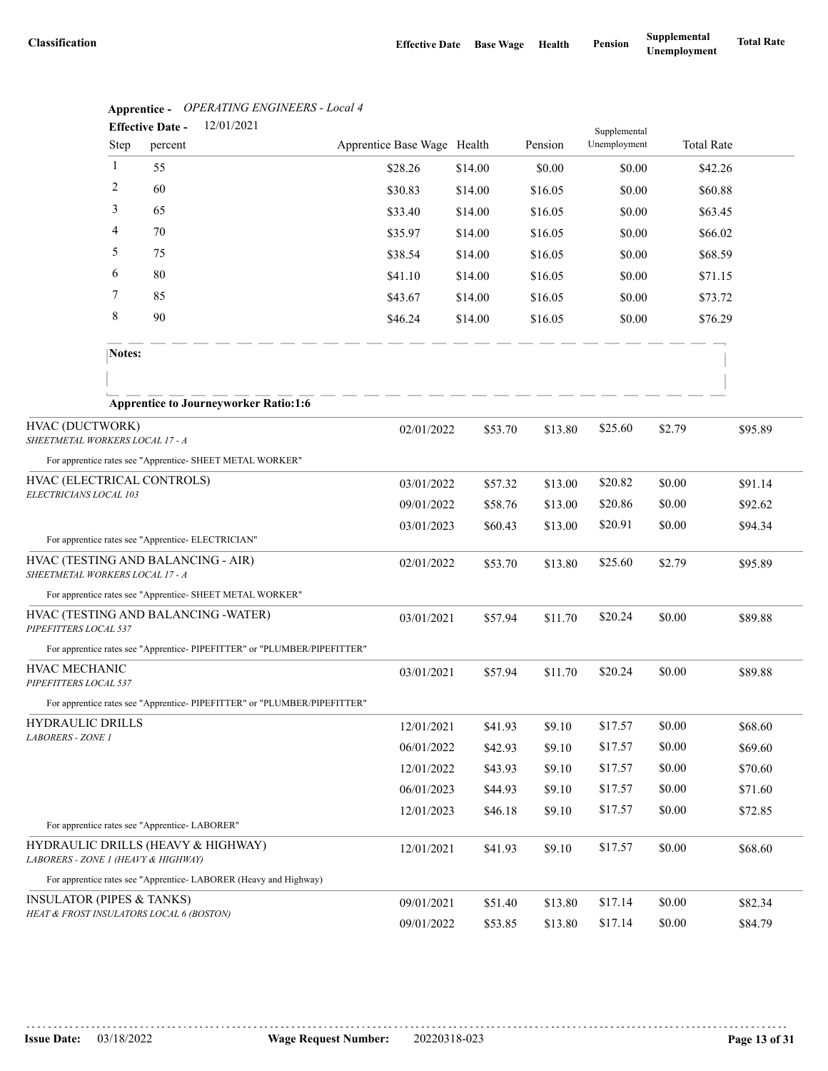| Classification | Effective Date | Base Wage | Health | Pension | Supplemental Unemployment | Total Rate |
|---|---|---|---|---|---|---|

**Apprentice -** *OPERATING ENGINEERS - Local 4*

**Effective Date -** 12/01/2021

| Step | percent | Apprentice Base Wage | Health | Pension | Supplemental Unemployment | Total Rate |
|---|---|---|---|---|---|---|
| 1 | 55 | $28.26 | $14.00 | $0.00 | $0.00 | $42.26 |
| 2 | 60 | $30.83 | $14.00 | $16.05 | $0.00 | $60.88 |
| 3 | 65 | $33.40 | $14.00 | $16.05 | $0.00 | $63.45 |
| 4 | 70 | $35.97 | $14.00 | $16.05 | $0.00 | $66.02 |
| 5 | 75 | $38.54 | $14.00 | $16.05 | $0.00 | $68.59 |
| 6 | 80 | $41.10 | $14.00 | $16.05 | $0.00 | $71.15 |
| 7 | 85 | $43.67 | $14.00 | $16.05 | $0.00 | $73.72 |
| 8 | 90 | $46.24 | $14.00 | $16.05 | $0.00 | $76.29 |

**Notes:**

**Apprentice to Journeyworker Ratio:1:6**

| Classification | Effective Date | Base Wage | Health | Pension | Supplemental Unemployment | Total Rate |
|---|---|---|---|---|---|---|
| HVAC (DUCTWORK)<br>*SHEETMETAL WORKERS LOCAL 17 - A* | 02/01/2022 | $53.70 | $13.80 | $25.60 | $2.79 | $95.89 |
| For apprentice rates see "Apprentice- SHEET METAL WORKER" | | | | | | |
| HVAC (ELECTRICAL CONTROLS)<br>*ELECTRICIANS LOCAL 103* | 03/01/2022 | $57.32 | $13.00 | $20.82 | $0.00 | $91.14 |
| | 09/01/2022 | $58.76 | $13.00 | $20.86 | $0.00 | $92.62 |
| | 03/01/2023 | $60.43 | $13.00 | $20.91 | $0.00 | $94.34 |
| For apprentice rates see "Apprentice- ELECTRICIAN" | | | | | | |
| HVAC (TESTING AND BALANCING - AIR)<br>*SHEETMETAL WORKERS LOCAL 17 - A* | 02/01/2022 | $53.70 | $13.80 | $25.60 | $2.79 | $95.89 |
| For apprentice rates see "Apprentice- SHEET METAL WORKER" | | | | | | |
| HVAC (TESTING AND BALANCING -WATER)<br>*PIPEFITTERS LOCAL 537* | 03/01/2021 | $57.94 | $11.70 | $20.24 | $0.00 | $89.88 |
| For apprentice rates see "Apprentice- PIPEFITTER" or "PLUMBER/PIPEFITTER" | | | | | | |
| HVAC MECHANIC<br>*PIPEFITTERS LOCAL 537* | 03/01/2021 | $57.94 | $11.70 | $20.24 | $0.00 | $89.88 |
| For apprentice rates see "Apprentice- PIPEFITTER" or "PLUMBER/PIPEFITTER" | | | | | | |
| HYDRAULIC DRILLS<br>*LABORERS - ZONE 1* | 12/01/2021 | $41.93 | $9.10 | $17.57 | $0.00 | $68.60 |
| | 06/01/2022 | $42.93 | $9.10 | $17.57 | $0.00 | $69.60 |
| | 12/01/2022 | $43.93 | $9.10 | $17.57 | $0.00 | $70.60 |
| | 06/01/2023 | $44.93 | $9.10 | $17.57 | $0.00 | $71.60 |
| | 12/01/2023 | $46.18 | $9.10 | $17.57 | $0.00 | $72.85 |
| For apprentice rates see "Apprentice- LABORER" | | | | | | |
| HYDRAULIC DRILLS (HEAVY & HIGHWAY)<br>*LABORERS - ZONE 1 (HEAVY & HIGHWAY)* | 12/01/2021 | $41.93 | $9.10 | $17.57 | $0.00 | $68.60 |
| For apprentice rates see "Apprentice- LABORER (Heavy and Highway) | | | | | | |
| INSULATOR (PIPES & TANKS)<br>*HEAT & FROST INSULATORS LOCAL 6 (BOSTON)* | 09/01/2021 | $51.40 | $13.80 | $17.14 | $0.00 | $82.34 |
| | 09/01/2022 | $53.85 | $13.80 | $17.14 | $0.00 | $84.79 |

**Issue Date:** 03/18/2022 **Wage Request Number:** 20220318-023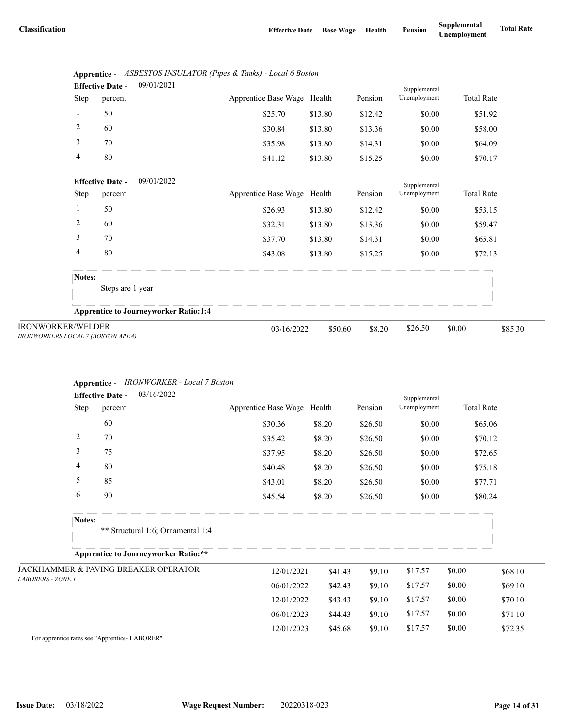| Classification | Effective Date | Base Wage | Health | Pension | Supplemental Unemployment | Total Rate |
|---|---|---|---|---|---|---|

**Apprentice -** *ASBESTOS INSULATOR (Pipes & Tanks) - Local 6 Boston*

**Effective Date -** 09/01/2021

| Step | percent | Apprentice Base Wage | Health | Pension | Supplemental Unemployment | Total Rate |
|---|---|---|---|---|---|---|
| 1 | 50 | $25.70 | $13.80 | $12.42 | $0.00 | $51.92 |
| 2 | 60 | $30.84 | $13.80 | $13.36 | $0.00 | $58.00 |
| 3 | 70 | $35.98 | $13.80 | $14.31 | $0.00 | $64.09 |
| 4 | 80 | $41.12 | $13.80 | $15.25 | $0.00 | $70.17 |

**Effective Date -** 09/01/2022

| Step | percent | Apprentice Base Wage | Health | Pension | Supplemental Unemployment | Total Rate |
|---|---|---|---|---|---|---|
| 1 | 50 | $26.93 | $13.80 | $12.42 | $0.00 | $53.15 |
| 2 | 60 | $32.31 | $13.80 | $13.36 | $0.00 | $59.47 |
| 3 | 70 | $37.70 | $13.80 | $14.31 | $0.00 | $65.81 |
| 4 | 80 | $43.08 | $13.80 | $15.25 | $0.00 | $72.13 |

**Notes:**
Steps are 1 year

**Apprentice to Journeyworker Ratio:1:4**

| Classification | Effective Date | Base Wage | Health | Pension | Supplemental Unemployment | Total Rate |
|---|---|---|---|---|---|---|
| IRONWORKER/WELDER<br>*IRONWORKERS LOCAL 7 (BOSTON AREA)* | 03/16/2022 | $50.60 | $8.20 | $26.50 | $0.00 | $85.30 |

**Apprentice -** *IRONWORKER - Local 7 Boston*

**Effective Date -** 03/16/2022

| Step | percent | Apprentice Base Wage | Health | Pension | Supplemental Unemployment | Total Rate |
|---|---|---|---|---|---|---|
| 1 | 60 | $30.36 | $8.20 | $26.50 | $0.00 | $65.06 |
| 2 | 70 | $35.42 | $8.20 | $26.50 | $0.00 | $70.12 |
| 3 | 75 | $37.95 | $8.20 | $26.50 | $0.00 | $72.65 |
| 4 | 80 | $40.48 | $8.20 | $26.50 | $0.00 | $75.18 |
| 5 | 85 | $43.01 | $8.20 | $26.50 | $0.00 | $77.71 |
| 6 | 90 | $45.54 | $8.20 | $26.50 | $0.00 | $80.24 |

**Notes:**
** Structural 1:6; Ornamental 1:4

**Apprentice to Journeyworker Ratio:****

| Classification | Effective Date | Base Wage | Health | Pension | Supplemental Unemployment | Total Rate |
|---|---|---|---|---|---|---|
| JACKHAMMER & PAVING BREAKER OPERATOR<br>*LABORERS - ZONE 1* | 12/01/2021 | $41.43 | $9.10 | $17.57 | $0.00 | $68.10 |
| | 06/01/2022 | $42.43 | $9.10 | $17.57 | $0.00 | $69.10 |
| | 12/01/2022 | $43.43 | $9.10 | $17.57 | $0.00 | $70.10 |
| | 06/01/2023 | $44.43 | $9.10 | $17.57 | $0.00 | $71.10 |
| | 12/01/2023 | $45.68 | $9.10 | $17.57 | $0.00 | $72.35 |

For apprentice rates see "Apprentice- LABORER"

**Issue Date:** 03/18/2022 **Wage Request Number:** 20220318-023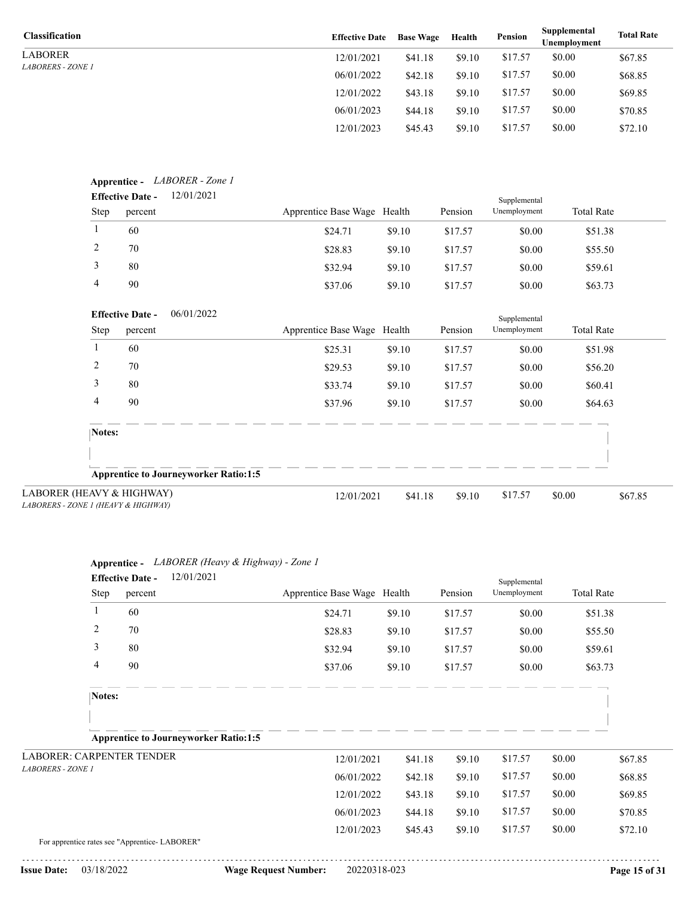| Classification | Effective Date | Base Wage | Health | Pension | Supplemental Unemployment | Total Rate |
|---|---|---|---|---|---|---|
| LABORER *LABORERS - ZONE 1* | 12/01/2021 | $41.18 | $9.10 | $17.57 | $0.00 | $67.85 |
| | 06/01/2022 | $42.18 | $9.10 | $17.57 | $0.00 | $68.85 |
| | 12/01/2022 | $43.18 | $9.10 | $17.57 | $0.00 | $69.85 |
| | 06/01/2023 | $44.18 | $9.10 | $17.57 | $0.00 | $70.85 |
| | 12/01/2023 | $45.43 | $9.10 | $17.57 | $0.00 | $72.10 |

**Apprentice -** *LABORER - Zone 1*

**Effective Date -** 12/01/2021

| Step | percent | Apprentice Base Wage | Health | Pension | Supplemental Unemployment | Total Rate |
|---|---|---|---|---|---|---|
| 1 | 60 | $24.71 | $9.10 | $17.57 | $0.00 | $51.38 |
| 2 | 70 | $28.83 | $9.10 | $17.57 | $0.00 | $55.50 |
| 3 | 80 | $32.94 | $9.10 | $17.57 | $0.00 | $59.61 |
| 4 | 90 | $37.06 | $9.10 | $17.57 | $0.00 | $63.73 |

**Effective Date -** 06/01/2022

| Step | percent | Apprentice Base Wage | Health | Pension | Supplemental Unemployment | Total Rate |
|---|---|---|---|---|---|---|
| 1 | 60 | $25.31 | $9.10 | $17.57 | $0.00 | $51.98 |
| 2 | 70 | $29.53 | $9.10 | $17.57 | $0.00 | $56.20 |
| 3 | 80 | $33.74 | $9.10 | $17.57 | $0.00 | $60.41 |
| 4 | 90 | $37.96 | $9.10 | $17.57 | $0.00 | $64.63 |

**Notes:**

**Apprentice to Journeyworker Ratio:1:5**

| Classification | Effective Date | Base Wage | Health | Pension | Supplemental Unemployment | Total Rate |
|---|---|---|---|---|---|---|
| LABORER (HEAVY & HIGHWAY) *LABORERS - ZONE 1 (HEAVY & HIGHWAY)* | 12/01/2021 | $41.18 | $9.10 | $17.57 | $0.00 | $67.85 |

**Apprentice -** *LABORER (Heavy & Highway) - Zone 1*

**Effective Date -** 12/01/2021

| Step | percent | Apprentice Base Wage | Health | Pension | Supplemental Unemployment | Total Rate |
|---|---|---|---|---|---|---|
| 1 | 60 | $24.71 | $9.10 | $17.57 | $0.00 | $51.38 |
| 2 | 70 | $28.83 | $9.10 | $17.57 | $0.00 | $55.50 |
| 3 | 80 | $32.94 | $9.10 | $17.57 | $0.00 | $59.61 |
| 4 | 90 | $37.06 | $9.10 | $17.57 | $0.00 | $63.73 |

**Notes:**

**Apprentice to Journeyworker Ratio:1:5**

| Classification | Effective Date | Base Wage | Health | Pension | Supplemental Unemployment | Total Rate |
|---|---|---|---|---|---|---|
| LABORER: CARPENTER TENDER *LABORERS - ZONE 1* | 12/01/2021 | $41.18 | $9.10 | $17.57 | $0.00 | $67.85 |
| | 06/01/2022 | $42.18 | $9.10 | $17.57 | $0.00 | $68.85 |
| | 12/01/2022 | $43.18 | $9.10 | $17.57 | $0.00 | $69.85 |
| | 06/01/2023 | $44.18 | $9.10 | $17.57 | $0.00 | $70.85 |
| | 12/01/2023 | $45.43 | $9.10 | $17.57 | $0.00 | $72.10 |

For apprentice rates see "Apprentice- LABORER"

**Issue Date:** 03/18/2022 **Wage Request Number:** 20220318-023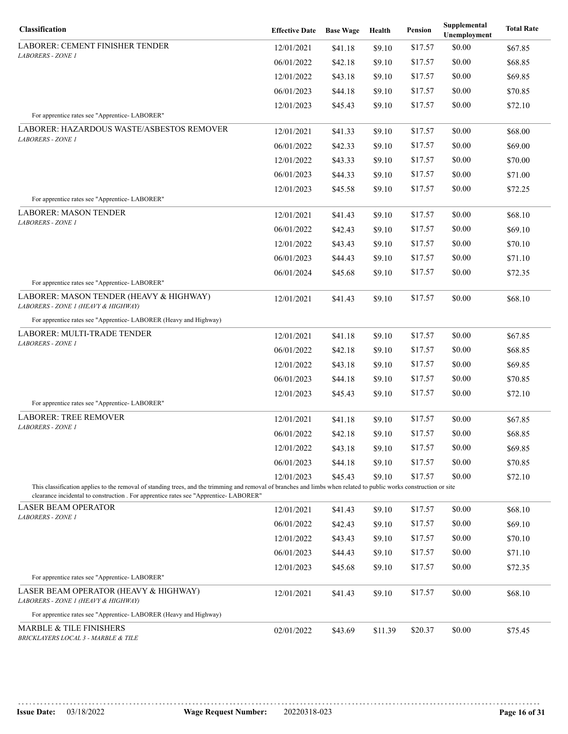| Classification | Effective Date | Base Wage | Health | Pension | Supplemental Unemployment | Total Rate |
|---|---|---|---|---|---|---|
| LABORER: CEMENT FINISHER TENDER<br>*LABORERS - ZONE 1* | 12/01/2021 | $41.18 | $9.10 | $17.57 | $0.00 | $67.85 |
| | 06/01/2022 | $42.18 | $9.10 | $17.57 | $0.00 | $68.85 |
| | 12/01/2022 | $43.18 | $9.10 | $17.57 | $0.00 | $69.85 |
| | 06/01/2023 | $44.18 | $9.10 | $17.57 | $0.00 | $70.85 |
| | 12/01/2023 | $45.43 | $9.10 | $17.57 | $0.00 | $72.10 |
| For apprentice rates see "Apprentice- LABORER" | | | | | | |
| LABORER: HAZARDOUS WASTE/ASBESTOS REMOVER<br>*LABORERS - ZONE 1* | 12/01/2021 | $41.33 | $9.10 | $17.57 | $0.00 | $68.00 |
| | 06/01/2022 | $42.33 | $9.10 | $17.57 | $0.00 | $69.00 |
| | 12/01/2022 | $43.33 | $9.10 | $17.57 | $0.00 | $70.00 |
| | 06/01/2023 | $44.33 | $9.10 | $17.57 | $0.00 | $71.00 |
| | 12/01/2023 | $45.58 | $9.10 | $17.57 | $0.00 | $72.25 |
| For apprentice rates see "Apprentice- LABORER" | | | | | | |
| LABORER: MASON TENDER<br>*LABORERS - ZONE 1* | 12/01/2021 | $41.43 | $9.10 | $17.57 | $0.00 | $68.10 |
| | 06/01/2022 | $42.43 | $9.10 | $17.57 | $0.00 | $69.10 |
| | 12/01/2022 | $43.43 | $9.10 | $17.57 | $0.00 | $70.10 |
| | 06/01/2023 | $44.43 | $9.10 | $17.57 | $0.00 | $71.10 |
| | 06/01/2024 | $45.68 | $9.10 | $17.57 | $0.00 | $72.35 |
| For apprentice rates see "Apprentice- LABORER" | | | | | | |
| LABORER: MASON TENDER (HEAVY & HIGHWAY)<br>*LABORERS - ZONE 1 (HEAVY & HIGHWAY)* | 12/01/2021 | $41.43 | $9.10 | $17.57 | $0.00 | $68.10 |
| For apprentice rates see "Apprentice- LABORER (Heavy and Highway) | | | | | | |
| LABORER: MULTI-TRADE TENDER<br>*LABORERS - ZONE 1* | 12/01/2021 | $41.18 | $9.10 | $17.57 | $0.00 | $67.85 |
| | 06/01/2022 | $42.18 | $9.10 | $17.57 | $0.00 | $68.85 |
| | 12/01/2022 | $43.18 | $9.10 | $17.57 | $0.00 | $69.85 |
| | 06/01/2023 | $44.18 | $9.10 | $17.57 | $0.00 | $70.85 |
| | 12/01/2023 | $45.43 | $9.10 | $17.57 | $0.00 | $72.10 |
| For apprentice rates see "Apprentice- LABORER" | | | | | | |
| LABORER: TREE REMOVER<br>*LABORERS - ZONE 1* | 12/01/2021 | $41.18 | $9.10 | $17.57 | $0.00 | $67.85 |
| | 06/01/2022 | $42.18 | $9.10 | $17.57 | $0.00 | $68.85 |
| | 12/01/2022 | $43.18 | $9.10 | $17.57 | $0.00 | $69.85 |
| | 06/01/2023 | $44.18 | $9.10 | $17.57 | $0.00 | $70.85 |
| | 12/01/2023 | $45.43 | $9.10 | $17.57 | $0.00 | $72.10 |
| This classification applies to the removal of standing trees, and the trimming and removal of branches and limbs when related to public works construction or site clearance incidental to construction . For apprentice rates see "Apprentice- LABORER" | | | | | | |
| LASER BEAM OPERATOR<br>*LABORERS - ZONE 1* | 12/01/2021 | $41.43 | $9.10 | $17.57 | $0.00 | $68.10 |
| | 06/01/2022 | $42.43 | $9.10 | $17.57 | $0.00 | $69.10 |
| | 12/01/2022 | $43.43 | $9.10 | $17.57 | $0.00 | $70.10 |
| | 06/01/2023 | $44.43 | $9.10 | $17.57 | $0.00 | $71.10 |
| | 12/01/2023 | $45.68 | $9.10 | $17.57 | $0.00 | $72.35 |
| For apprentice rates see "Apprentice- LABORER" | | | | | | |
| LASER BEAM OPERATOR (HEAVY & HIGHWAY)<br>*LABORERS - ZONE 1 (HEAVY & HIGHWAY)* | 12/01/2021 | $41.43 | $9.10 | $17.57 | $0.00 | $68.10 |
| For apprentice rates see "Apprentice- LABORER (Heavy and Highway) | | | | | | |
| MARBLE & TILE FINISHERS<br>*BRICKLAYERS LOCAL 3 - MARBLE & TILE* | 02/01/2022 | $43.69 | $11.39 | $20.37 | $0.00 | $75.45 |

**Issue Date:** 03/18/2022 **Wage Request Number:** 20220318-023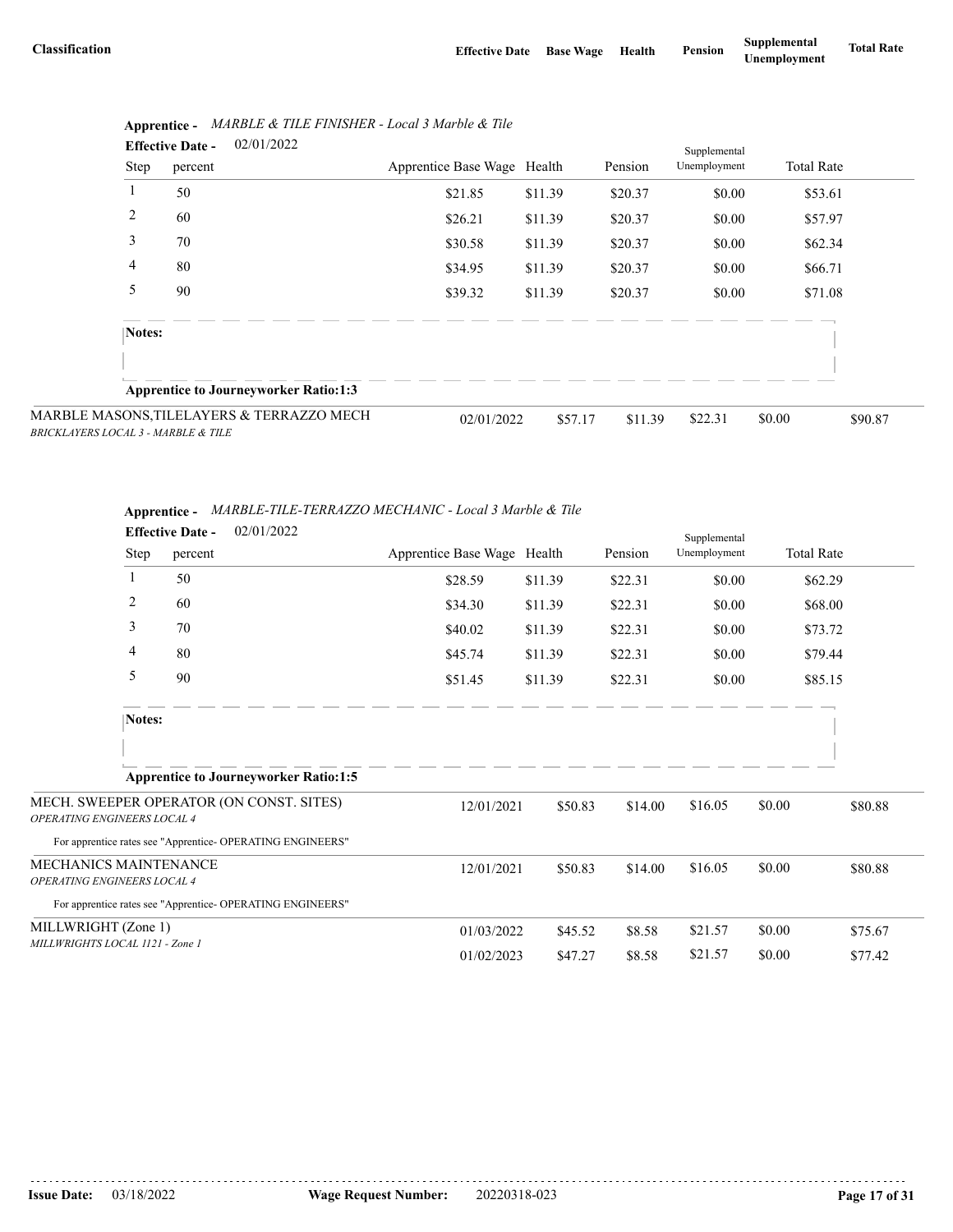| Classification | Effective Date | Base Wage | Health | Pension | Supplemental Unemployment | Total Rate |
|---|---|---|---|---|---|---|

**Apprentice -** *MARBLE & TILE FINISHER - Local 3 Marble & Tile*

**Effective Date -** 02/01/2022

| Step | percent | Apprentice Base Wage | Health | Pension | Supplemental Unemployment | Total Rate |
|---|---|---|---|---|---|---|
| 1 | 50 | $21.85 | $11.39 | $20.37 | $0.00 | $53.61 |
| 2 | 60 | $26.21 | $11.39 | $20.37 | $0.00 | $57.97 |
| 3 | 70 | $30.58 | $11.39 | $20.37 | $0.00 | $62.34 |
| 4 | 80 | $34.95 | $11.39 | $20.37 | $0.00 | $66.71 |
| 5 | 90 | $39.32 | $11.39 | $20.37 | $0.00 | $71.08 |

**Notes:**

**Apprentice to Journeyworker Ratio:1:3**

| Classification | Effective Date | Base Wage | Health | Pension | Supplemental Unemployment | Total Rate |
|---|---|---|---|---|---|---|
| MARBLE MASONS,TILELAYERS & TERRAZZO MECH<br>*BRICKLAYERS LOCAL 3 - MARBLE & TILE* | 02/01/2022 | $57.17 | $11.39 | $22.31 | $0.00 | $90.87 |

**Apprentice -** *MARBLE-TILE-TERRAZZO MECHANIC - Local 3 Marble & Tile*

**Effective Date -** 02/01/2022

| Step | percent | Apprentice Base Wage | Health | Pension | Supplemental Unemployment | Total Rate |
|---|---|---|---|---|---|---|
| 1 | 50 | $28.59 | $11.39 | $22.31 | $0.00 | $62.29 |
| 2 | 60 | $34.30 | $11.39 | $22.31 | $0.00 | $68.00 |
| 3 | 70 | $40.02 | $11.39 | $22.31 | $0.00 | $73.72 |
| 4 | 80 | $45.74 | $11.39 | $22.31 | $0.00 | $79.44 |
| 5 | 90 | $51.45 | $11.39 | $22.31 | $0.00 | $85.15 |

**Notes:**

**Apprentice to Journeyworker Ratio:1:5**

| Classification | Effective Date | Base Wage | Health | Pension | Supplemental Unemployment | Total Rate |
|---|---|---|---|---|---|---|
| MECH. SWEEPER OPERATOR (ON CONST. SITES)<br>*OPERATING ENGINEERS LOCAL 4* | 12/01/2021 | $50.83 | $14.00 | $16.05 | $0.00 | $80.88 |

For apprentice rates see "Apprentice- OPERATING ENGINEERS"

| Classification | Effective Date | Base Wage | Health | Pension | Supplemental Unemployment | Total Rate |
|---|---|---|---|---|---|---|
| MECHANICS MAINTENANCE<br>*OPERATING ENGINEERS LOCAL 4* | 12/01/2021 | $50.83 | $14.00 | $16.05 | $0.00 | $80.88 |

For apprentice rates see "Apprentice- OPERATING ENGINEERS"

| Classification | Effective Date | Base Wage | Health | Pension | Supplemental Unemployment | Total Rate |
|---|---|---|---|---|---|---|
| MILLWRIGHT (Zone 1)<br>*MILLWRIGHTS LOCAL 1121 - Zone 1* | 01/03/2022 | $45.52 | $8.58 | $21.57 | $0.00 | $75.67 |
| | 01/02/2023 | $47.27 | $8.58 | $21.57 | $0.00 | $77.42 |

**Issue Date:** 03/18/2022 **Wage Request Number:** 20220318-023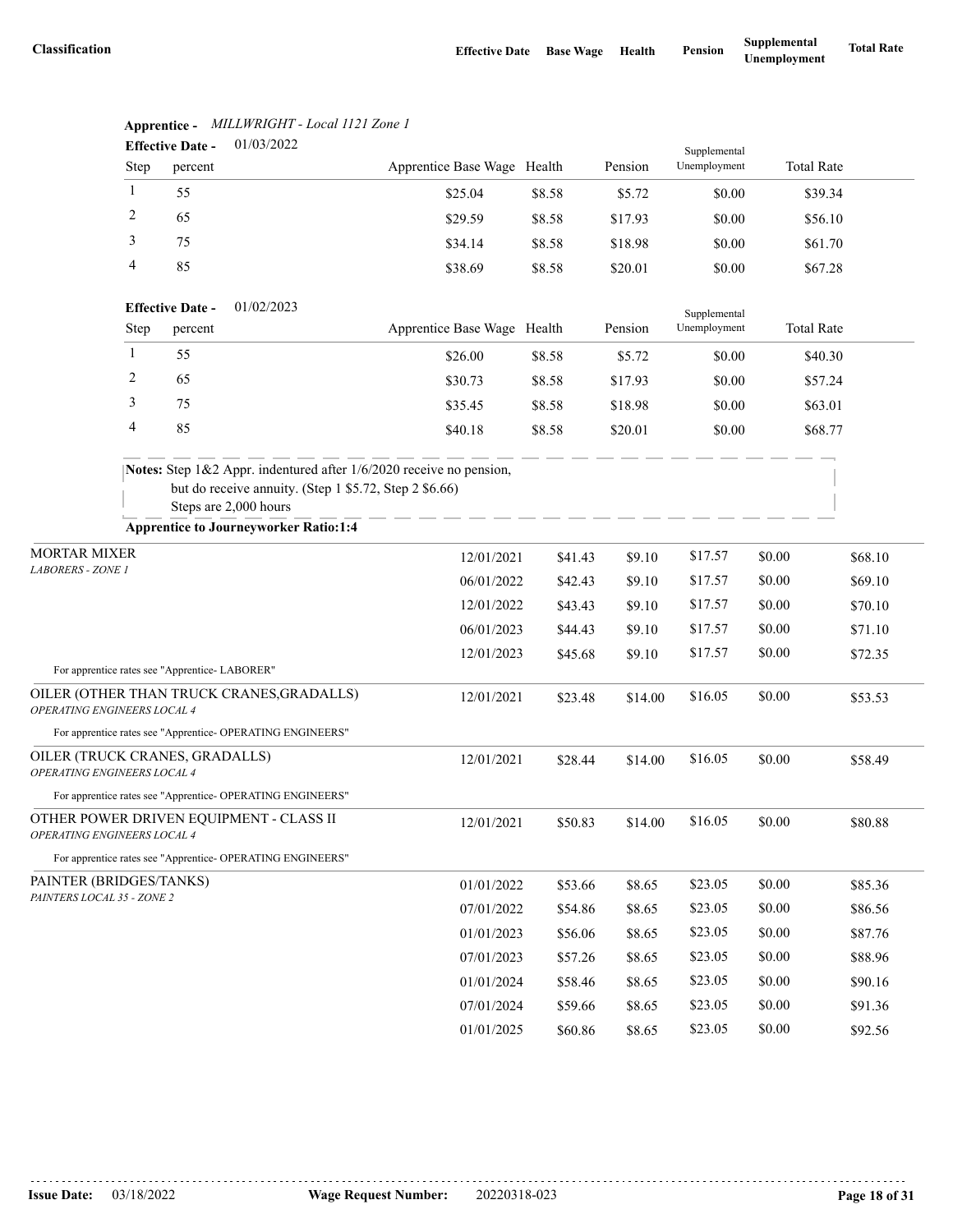| Classification | Effective Date | Base Wage | Health | Pension | Supplemental Unemployment | Total Rate |
|---|---|---|---|---|---|---|

**Apprentice -** *MILLWRIGHT - Local 1121 Zone 1*

**Effective Date -** 01/03/2022

| Step | percent | Apprentice Base Wage | Health | Pension | Supplemental Unemployment | Total Rate |
|---|---|---|---|---|---|---|
| 1 | 55 | $25.04 | $8.58 | $5.72 | $0.00 | $39.34 |
| 2 | 65 | $29.59 | $8.58 | $17.93 | $0.00 | $56.10 |
| 3 | 75 | $34.14 | $8.58 | $18.98 | $0.00 | $61.70 |
| 4 | 85 | $38.69 | $8.58 | $20.01 | $0.00 | $67.28 |

**Effective Date -** 01/02/2023

| Step | percent | Apprentice Base Wage | Health | Pension | Supplemental Unemployment | Total Rate |
|---|---|---|---|---|---|---|
| 1 | 55 | $26.00 | $8.58 | $5.72 | $0.00 | $40.30 |
| 2 | 65 | $30.73 | $8.58 | $17.93 | $0.00 | $57.24 |
| 3 | 75 | $35.45 | $8.58 | $18.98 | $0.00 | $63.01 |
| 4 | 85 | $40.18 | $8.58 | $20.01 | $0.00 | $68.77 |

**Notes:** Step 1&2 Appr. indentured after 1/6/2020 receive no pension, but do receive annuity. (Step 1 $5.72, Step 2 $6.66)
Steps are 2,000 hours

**Apprentice to Journeyworker Ratio:1:4**

| Classification | Effective Date | Base Wage | Health | Pension | Supplemental Unemployment | Total Rate |
|---|---|---|---|---|---|---|
| MORTAR MIXER *LABORERS - ZONE 1* | 12/01/2021 | $41.43 | $9.10 | $17.57 | $0.00 | $68.10 |
| | 06/01/2022 | $42.43 | $9.10 | $17.57 | $0.00 | $69.10 |
| | 12/01/2022 | $43.43 | $9.10 | $17.57 | $0.00 | $70.10 |
| | 06/01/2023 | $44.43 | $9.10 | $17.57 | $0.00 | $71.10 |
| | 12/01/2023 | $45.68 | $9.10 | $17.57 | $0.00 | $72.35 |
| For apprentice rates see "Apprentice- LABORER" | | | | | | |
| OILER (OTHER THAN TRUCK CRANES,GRADALLS) *OPERATING ENGINEERS LOCAL 4* | 12/01/2021 | $23.48 | $14.00 | $16.05 | $0.00 | $53.53 |
| For apprentice rates see "Apprentice- OPERATING ENGINEERS" | | | | | | |
| OILER (TRUCK CRANES, GRADALLS) *OPERATING ENGINEERS LOCAL 4* | 12/01/2021 | $28.44 | $14.00 | $16.05 | $0.00 | $58.49 |
| For apprentice rates see "Apprentice- OPERATING ENGINEERS" | | | | | | |
| OTHER POWER DRIVEN EQUIPMENT - CLASS II *OPERATING ENGINEERS LOCAL 4* | 12/01/2021 | $50.83 | $14.00 | $16.05 | $0.00 | $80.88 |
| For apprentice rates see "Apprentice- OPERATING ENGINEERS" | | | | | | |
| PAINTER (BRIDGES/TANKS) *PAINTERS LOCAL 35 - ZONE 2* | 01/01/2022 | $53.66 | $8.65 | $23.05 | $0.00 | $85.36 |
| | 07/01/2022 | $54.86 | $8.65 | $23.05 | $0.00 | $86.56 |
| | 01/01/2023 | $56.06 | $8.65 | $23.05 | $0.00 | $87.76 |
| | 07/01/2023 | $57.26 | $8.65 | $23.05 | $0.00 | $88.96 |
| | 01/01/2024 | $58.46 | $8.65 | $23.05 | $0.00 | $90.16 |
| | 07/01/2024 | $59.66 | $8.65 | $23.05 | $0.00 | $91.36 |
| | 01/01/2025 | $60.86 | $8.65 | $23.05 | $0.00 | $92.56 |

**Issue Date:** 03/18/2022 **Wage Request Number:** 20220318-023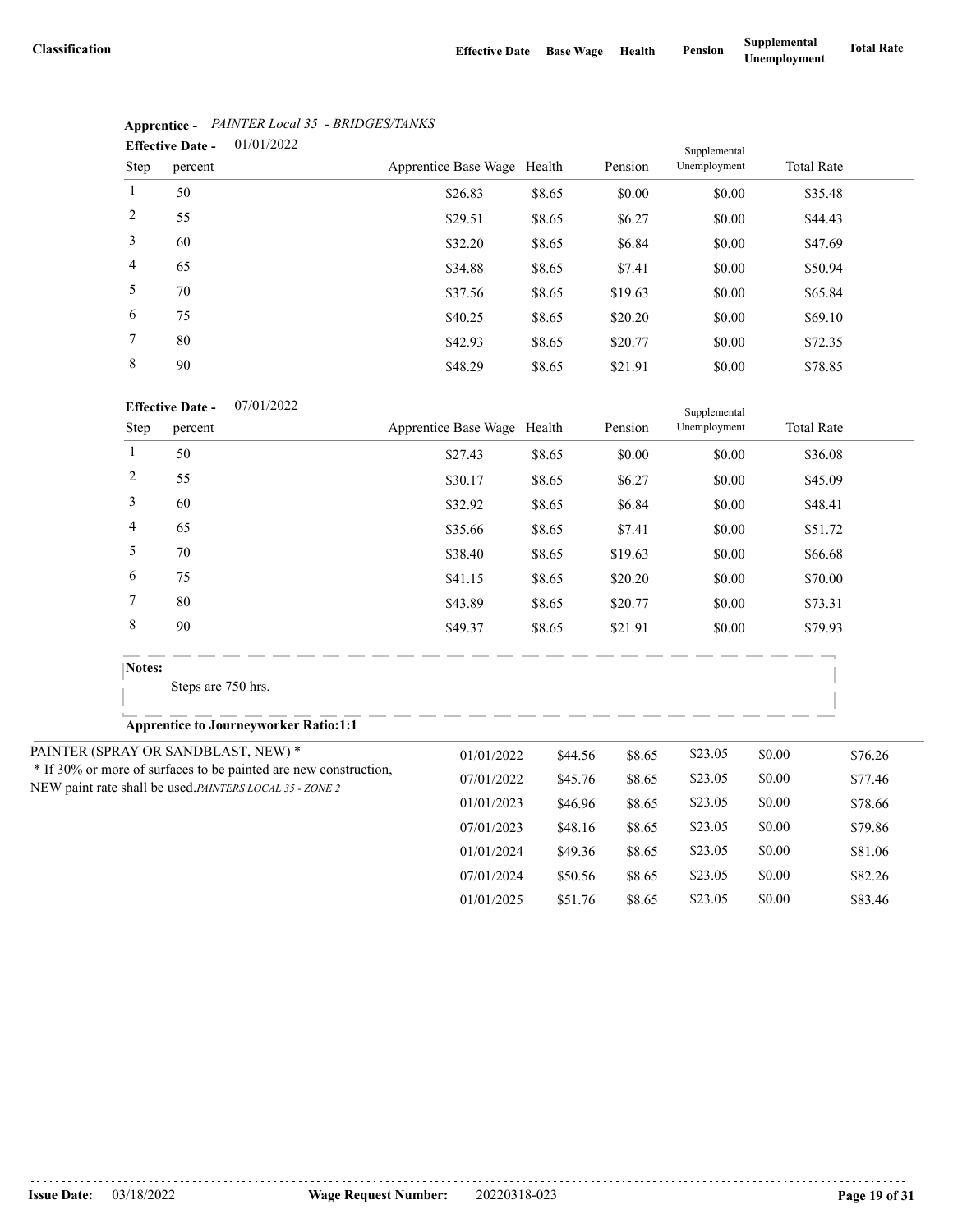| Classification | Effective Date | Base Wage | Health | Pension | Supplemental Unemployment | Total Rate |
|---|---|---|---|---|---|---|

**Apprentice -** *PAINTER Local 35 - BRIDGES/TANKS*

**Effective Date -** 01/01/2022

| Step | percent | Apprentice Base Wage | Health | Pension | Supplemental Unemployment | Total Rate |
|---|---|---|---|---|---|---|
| 1 | 50 | $26.83 | $8.65 | $0.00 | $0.00 | $35.48 |
| 2 | 55 | $29.51 | $8.65 | $6.27 | $0.00 | $44.43 |
| 3 | 60 | $32.20 | $8.65 | $6.84 | $0.00 | $47.69 |
| 4 | 65 | $34.88 | $8.65 | $7.41 | $0.00 | $50.94 |
| 5 | 70 | $37.56 | $8.65 | $19.63 | $0.00 | $65.84 |
| 6 | 75 | $40.25 | $8.65 | $20.20 | $0.00 | $69.10 |
| 7 | 80 | $42.93 | $8.65 | $20.77 | $0.00 | $72.35 |
| 8 | 90 | $48.29 | $8.65 | $21.91 | $0.00 | $78.85 |

**Effective Date -** 07/01/2022

| Step | percent | Apprentice Base Wage | Health | Pension | Supplemental Unemployment | Total Rate |
|---|---|---|---|---|---|---|
| 1 | 50 | $27.43 | $8.65 | $0.00 | $0.00 | $36.08 |
| 2 | 55 | $30.17 | $8.65 | $6.27 | $0.00 | $45.09 |
| 3 | 60 | $32.92 | $8.65 | $6.84 | $0.00 | $48.41 |
| 4 | 65 | $35.66 | $8.65 | $7.41 | $0.00 | $51.72 |
| 5 | 70 | $38.40 | $8.65 | $19.63 | $0.00 | $66.68 |
| 6 | 75 | $41.15 | $8.65 | $20.20 | $0.00 | $70.00 |
| 7 | 80 | $43.89 | $8.65 | $20.77 | $0.00 | $73.31 |
| 8 | 90 | $49.37 | $8.65 | $21.91 | $0.00 | $79.93 |

**Notes:**

Steps are 750 hrs.

**Apprentice to Journeyworker Ratio:1:1**

| Classification | Effective Date | Base Wage | Health | Pension | Supplemental Unemployment | Total Rate |
|---|---|---|---|---|---|---|
| PAINTER (SPRAY OR SANDBLAST, NEW) * <br> * If 30% or more of surfaces to be painted are new construction, NEW paint rate shall be used. *PAINTERS LOCAL 35 - ZONE 2* | 01/01/2022 | $44.56 | $8.65 | $23.05 | $0.00 | $76.26 |
| | 07/01/2022 | $45.76 | $8.65 | $23.05 | $0.00 | $77.46 |
| | 01/01/2023 | $46.96 | $8.65 | $23.05 | $0.00 | $78.66 |
| | 07/01/2023 | $48.16 | $8.65 | $23.05 | $0.00 | $79.86 |
| | 01/01/2024 | $49.36 | $8.65 | $23.05 | $0.00 | $81.06 |
| | 07/01/2024 | $50.56 | $8.65 | $23.05 | $0.00 | $82.26 |
| | 01/01/2025 | $51.76 | $8.65 | $23.05 | $0.00 | $83.46 |

**Issue Date:** 03/18/2022 **Wage Request Number:** 20220318-023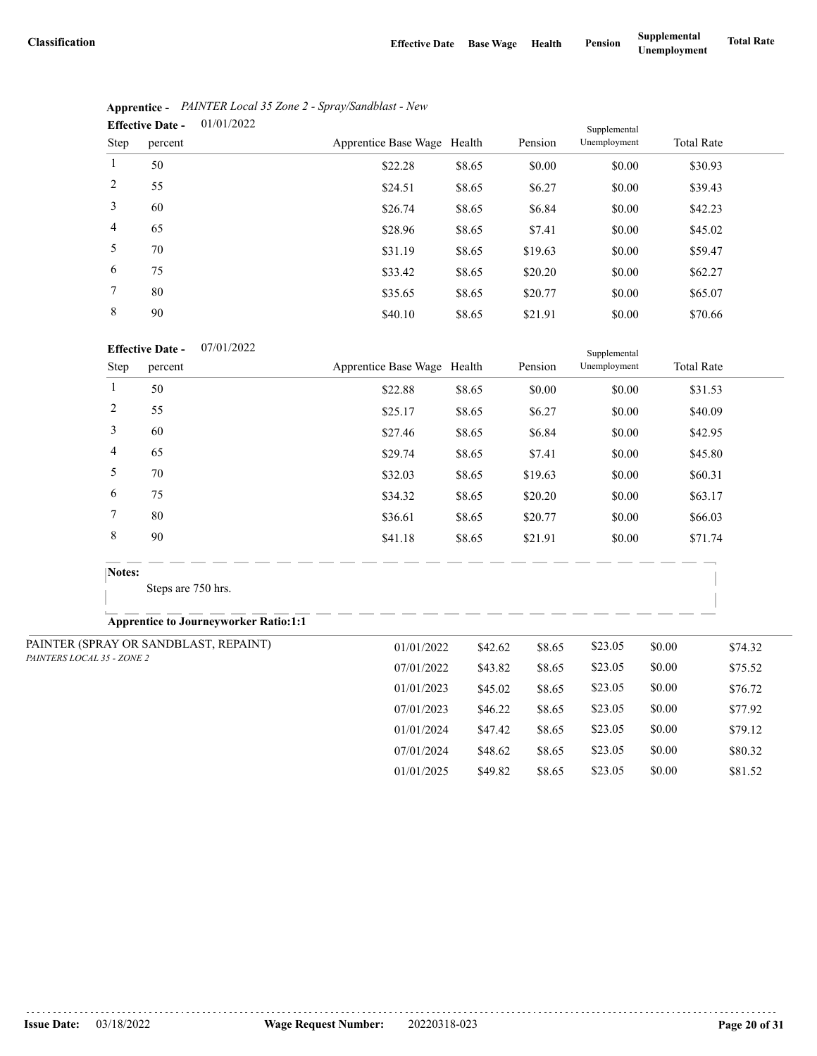| Classification | Effective Date | Base Wage | Health | Pension | Supplemental Unemployment | Total Rate |
|---|---|---|---|---|---|---|

**Apprentice -** *PAINTER Local 35 Zone 2 - Spray/Sandblast - New*

**Effective Date -** 01/01/2022

| Step | percent | Apprentice Base Wage | Health | Pension | Supplemental Unemployment | Total Rate |
|---|---|---|---|---|---|---|
| 1 | 50 | $22.28 | $8.65 | $0.00 | $0.00 | $30.93 |
| 2 | 55 | $24.51 | $8.65 | $6.27 | $0.00 | $39.43 |
| 3 | 60 | $26.74 | $8.65 | $6.84 | $0.00 | $42.23 |
| 4 | 65 | $28.96 | $8.65 | $7.41 | $0.00 | $45.02 |
| 5 | 70 | $31.19 | $8.65 | $19.63 | $0.00 | $59.47 |
| 6 | 75 | $33.42 | $8.65 | $20.20 | $0.00 | $62.27 |
| 7 | 80 | $35.65 | $8.65 | $20.77 | $0.00 | $65.07 |
| 8 | 90 | $40.10 | $8.65 | $21.91 | $0.00 | $70.66 |

**Effective Date -** 07/01/2022

| Step | percent | Apprentice Base Wage | Health | Pension | Supplemental Unemployment | Total Rate |
|---|---|---|---|---|---|---|
| 1 | 50 | $22.88 | $8.65 | $0.00 | $0.00 | $31.53 |
| 2 | 55 | $25.17 | $8.65 | $6.27 | $0.00 | $40.09 |
| 3 | 60 | $27.46 | $8.65 | $6.84 | $0.00 | $42.95 |
| 4 | 65 | $29.74 | $8.65 | $7.41 | $0.00 | $45.80 |
| 5 | 70 | $32.03 | $8.65 | $19.63 | $0.00 | $60.31 |
| 6 | 75 | $34.32 | $8.65 | $20.20 | $0.00 | $63.17 |
| 7 | 80 | $36.61 | $8.65 | $20.77 | $0.00 | $66.03 |
| 8 | 90 | $41.18 | $8.65 | $21.91 | $0.00 | $71.74 |

**Notes:**

Steps are 750 hrs.

**Apprentice to Journeyworker Ratio:1:1**

| Classification | Effective Date | Base Wage | Health | Pension | Supplemental Unemployment | Total Rate |
|---|---|---|---|---|---|---|
| PAINTER (SPRAY OR SANDBLAST, REPAINT) *PAINTERS LOCAL 35 - ZONE 2* | 01/01/2022 | $42.62 | $8.65 | $23.05 | $0.00 | $74.32 |
| | 07/01/2022 | $43.82 | $8.65 | $23.05 | $0.00 | $75.52 |
| | 01/01/2023 | $45.02 | $8.65 | $23.05 | $0.00 | $76.72 |
| | 07/01/2023 | $46.22 | $8.65 | $23.05 | $0.00 | $77.92 |
| | 01/01/2024 | $47.42 | $8.65 | $23.05 | $0.00 | $79.12 |
| | 07/01/2024 | $48.62 | $8.65 | $23.05 | $0.00 | $80.32 |
| | 01/01/2025 | $49.82 | $8.65 | $23.05 | $0.00 | $81.52 |

**Issue Date:** 03/18/2022 **Wage Request Number:** 20220318-023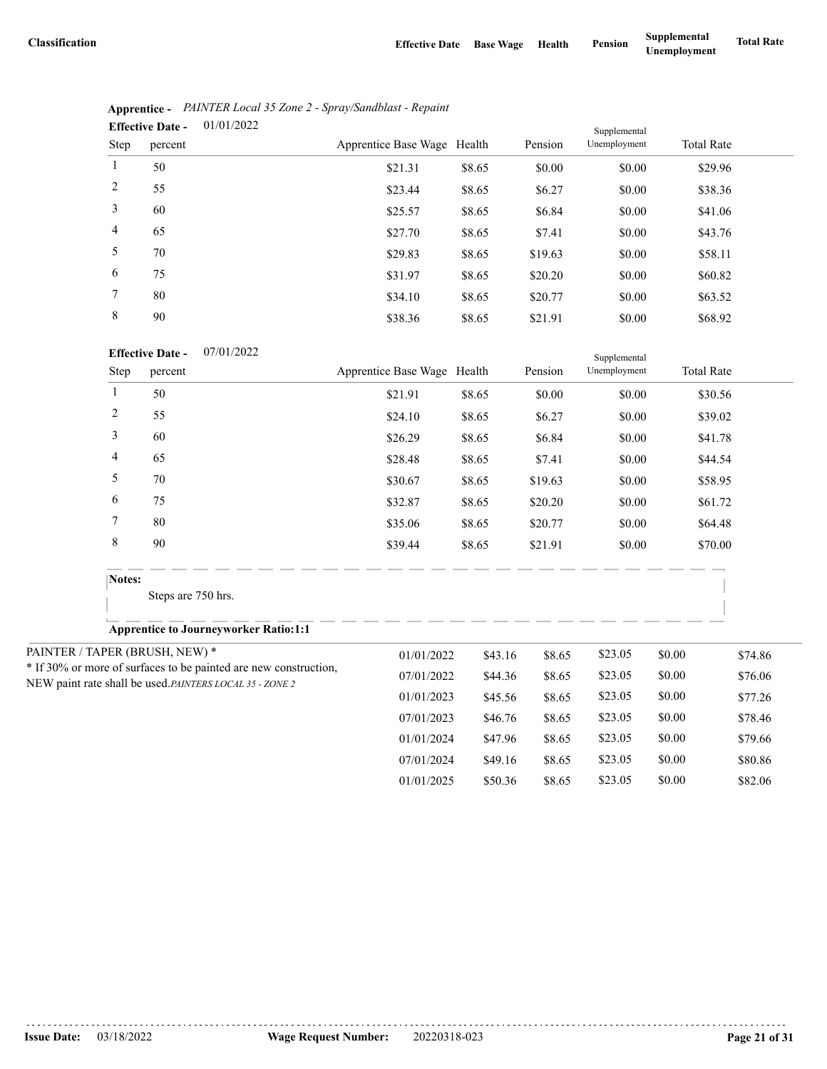| Classification | Effective Date | Base Wage | Health | Pension | Supplemental Unemployment | Total Rate |
|---|---|---|---|---|---|---|

**Apprentice -** *PAINTER Local 35 Zone 2 - Spray/Sandblast - Repaint*

**Effective Date -** 01/01/2022

| Step | percent | Apprentice Base Wage | Health | Pension | Supplemental Unemployment | Total Rate |
|---|---|---|---|---|---|---|
| 1 | 50 | $21.31 | $8.65 | $0.00 | $0.00 | $29.96 |
| 2 | 55 | $23.44 | $8.65 | $6.27 | $0.00 | $38.36 |
| 3 | 60 | $25.57 | $8.65 | $6.84 | $0.00 | $41.06 |
| 4 | 65 | $27.70 | $8.65 | $7.41 | $0.00 | $43.76 |
| 5 | 70 | $29.83 | $8.65 | $19.63 | $0.00 | $58.11 |
| 6 | 75 | $31.97 | $8.65 | $20.20 | $0.00 | $60.82 |
| 7 | 80 | $34.10 | $8.65 | $20.77 | $0.00 | $63.52 |
| 8 | 90 | $38.36 | $8.65 | $21.91 | $0.00 | $68.92 |

**Effective Date -** 07/01/2022

| Step | percent | Apprentice Base Wage | Health | Pension | Supplemental Unemployment | Total Rate |
|---|---|---|---|---|---|---|
| 1 | 50 | $21.91 | $8.65 | $0.00 | $0.00 | $30.56 |
| 2 | 55 | $24.10 | $8.65 | $6.27 | $0.00 | $39.02 |
| 3 | 60 | $26.29 | $8.65 | $6.84 | $0.00 | $41.78 |
| 4 | 65 | $28.48 | $8.65 | $7.41 | $0.00 | $44.54 |
| 5 | 70 | $30.67 | $8.65 | $19.63 | $0.00 | $58.95 |
| 6 | 75 | $32.87 | $8.65 | $20.20 | $0.00 | $61.72 |
| 7 | 80 | $35.06 | $8.65 | $20.77 | $0.00 | $64.48 |
| 8 | 90 | $39.44 | $8.65 | $21.91 | $0.00 | $70.00 |

**Notes:**

Steps are 750 hrs.

**Apprentice to Journeyworker Ratio:1:1**

| Classification | Effective Date | Base Wage | Health | Pension | Supplemental Unemployment | Total Rate |
|---|---|---|---|---|---|---|
| PAINTER / TAPER (BRUSH, NEW) * <br> * If 30% or more of surfaces to be painted are new construction, NEW paint rate shall be used. *PAINTERS LOCAL 35 - ZONE 2* | 01/01/2022 | $43.16 | $8.65 | $23.05 | $0.00 | $74.86 |
| | 07/01/2022 | $44.36 | $8.65 | $23.05 | $0.00 | $76.06 |
| | 01/01/2023 | $45.56 | $8.65 | $23.05 | $0.00 | $77.26 |
| | 07/01/2023 | $46.76 | $8.65 | $23.05 | $0.00 | $78.46 |
| | 01/01/2024 | $47.96 | $8.65 | $23.05 | $0.00 | $79.66 |
| | 07/01/2024 | $49.16 | $8.65 | $23.05 | $0.00 | $80.86 |
| | 01/01/2025 | $50.36 | $8.65 | $23.05 | $0.00 | $82.06 |

**Issue Date:** 03/18/2022 **Wage Request Number:** 20220318-023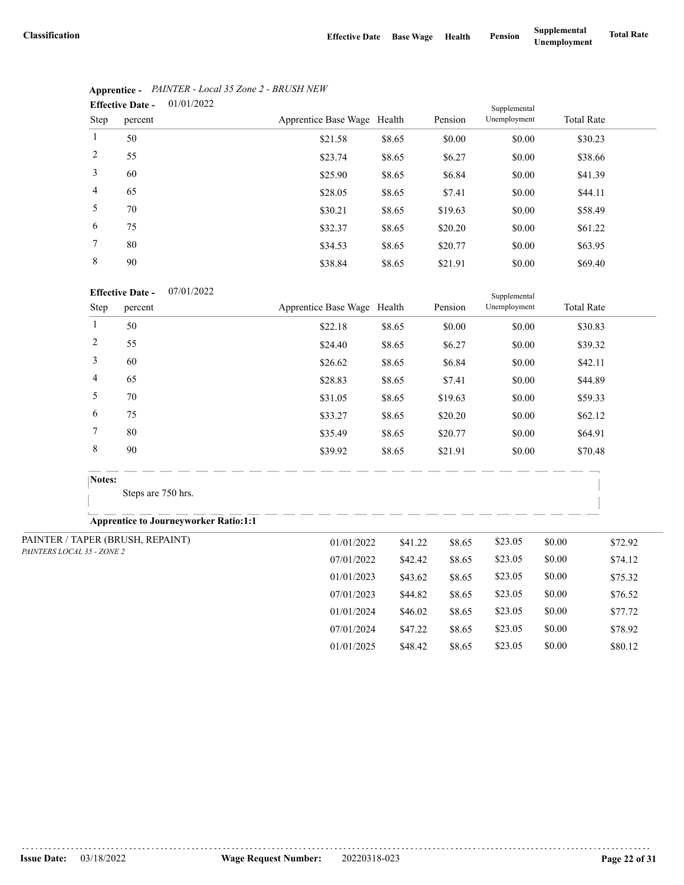| Classification | Effective Date | Base Wage | Health | Pension | Supplemental Unemployment | Total Rate |
|---|---|---|---|---|---|---|

**Apprentice -** *PAINTER - Local 35 Zone 2 - BRUSH NEW*

**Effective Date -** 01/01/2022

| Step | percent | Apprentice Base Wage | Health | Pension | Supplemental Unemployment | Total Rate |
|---|---|---|---|---|---|---|
| 1 | 50 | $21.58 | $8.65 | $0.00 | $0.00 | $30.23 |
| 2 | 55 | $23.74 | $8.65 | $6.27 | $0.00 | $38.66 |
| 3 | 60 | $25.90 | $8.65 | $6.84 | $0.00 | $41.39 |
| 4 | 65 | $28.05 | $8.65 | $7.41 | $0.00 | $44.11 |
| 5 | 70 | $30.21 | $8.65 | $19.63 | $0.00 | $58.49 |
| 6 | 75 | $32.37 | $8.65 | $20.20 | $0.00 | $61.22 |
| 7 | 80 | $34.53 | $8.65 | $20.77 | $0.00 | $63.95 |
| 8 | 90 | $38.84 | $8.65 | $21.91 | $0.00 | $69.40 |

**Effective Date -** 07/01/2022

| Step | percent | Apprentice Base Wage | Health | Pension | Supplemental Unemployment | Total Rate |
|---|---|---|---|---|---|---|
| 1 | 50 | $22.18 | $8.65 | $0.00 | $0.00 | $30.83 |
| 2 | 55 | $24.40 | $8.65 | $6.27 | $0.00 | $39.32 |
| 3 | 60 | $26.62 | $8.65 | $6.84 | $0.00 | $42.11 |
| 4 | 65 | $28.83 | $8.65 | $7.41 | $0.00 | $44.89 |
| 5 | 70 | $31.05 | $8.65 | $19.63 | $0.00 | $59.33 |
| 6 | 75 | $33.27 | $8.65 | $20.20 | $0.00 | $62.12 |
| 7 | 80 | $35.49 | $8.65 | $20.77 | $0.00 | $64.91 |
| 8 | 90 | $39.92 | $8.65 | $21.91 | $0.00 | $70.48 |

**Notes:**

Steps are 750 hrs.

**Apprentice to Journeyworker Ratio:1:1**

| Classification | Effective Date | Base Wage | Health | Pension | Supplemental Unemployment | Total Rate |
|---|---|---|---|---|---|---|
| PAINTER / TAPER (BRUSH, REPAINT) *PAINTERS LOCAL 35 - ZONE 2* | 01/01/2022 | $41.22 | $8.65 | $23.05 | $0.00 | $72.92 |
| | 07/01/2022 | $42.42 | $8.65 | $23.05 | $0.00 | $74.12 |
| | 01/01/2023 | $43.62 | $8.65 | $23.05 | $0.00 | $75.32 |
| | 07/01/2023 | $44.82 | $8.65 | $23.05 | $0.00 | $76.52 |
| | 01/01/2024 | $46.02 | $8.65 | $23.05 | $0.00 | $77.72 |
| | 07/01/2024 | $47.22 | $8.65 | $23.05 | $0.00 | $78.92 |
| | 01/01/2025 | $48.42 | $8.65 | $23.05 | $0.00 | $80.12 |

**Issue Date:** 03/18/2022 **Wage Request Number:** 20220318-023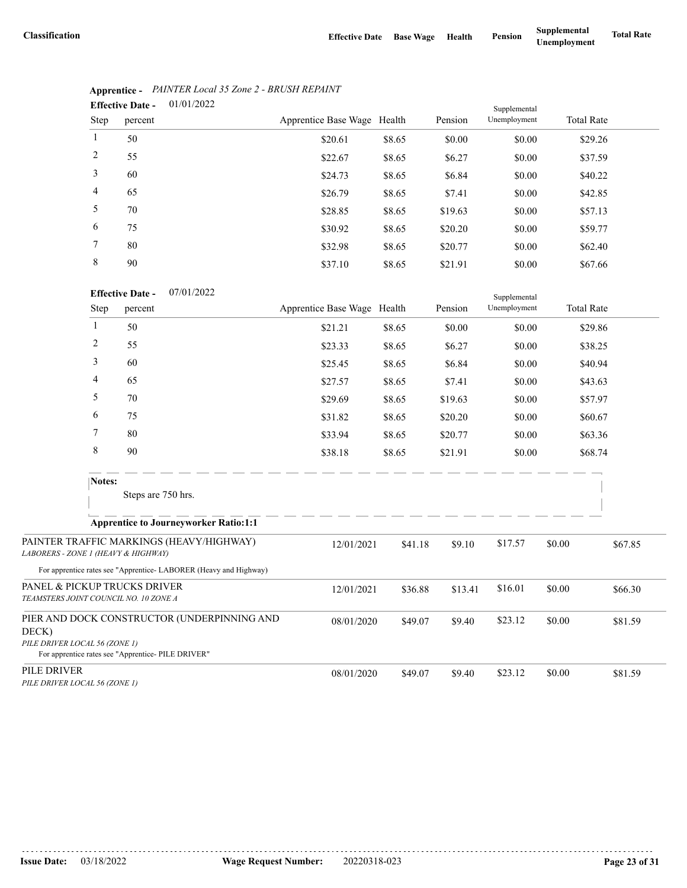| Classification | Effective Date | Base Wage | Health | Pension | Supplemental Unemployment | Total Rate |
|---|---|---|---|---|---|---|

**Apprentice -** *PAINTER Local 35 Zone 2 - BRUSH REPAINT*

**Effective Date -** 01/01/2022

| Step | percent | Apprentice Base Wage | Health | Pension | Supplemental Unemployment | Total Rate |
|---|---|---|---|---|---|---|
| 1 | 50 | $20.61 | $8.65 | $0.00 | $0.00 | $29.26 |
| 2 | 55 | $22.67 | $8.65 | $6.27 | $0.00 | $37.59 |
| 3 | 60 | $24.73 | $8.65 | $6.84 | $0.00 | $40.22 |
| 4 | 65 | $26.79 | $8.65 | $7.41 | $0.00 | $42.85 |
| 5 | 70 | $28.85 | $8.65 | $19.63 | $0.00 | $57.13 |
| 6 | 75 | $30.92 | $8.65 | $20.20 | $0.00 | $59.77 |
| 7 | 80 | $32.98 | $8.65 | $20.77 | $0.00 | $62.40 |
| 8 | 90 | $37.10 | $8.65 | $21.91 | $0.00 | $67.66 |

**Effective Date -** 07/01/2022

| Step | percent | Apprentice Base Wage | Health | Pension | Supplemental Unemployment | Total Rate |
|---|---|---|---|---|---|---|
| 1 | 50 | $21.21 | $8.65 | $0.00 | $0.00 | $29.86 |
| 2 | 55 | $23.33 | $8.65 | $6.27 | $0.00 | $38.25 |
| 3 | 60 | $25.45 | $8.65 | $6.84 | $0.00 | $40.94 |
| 4 | 65 | $27.57 | $8.65 | $7.41 | $0.00 | $43.63 |
| 5 | 70 | $29.69 | $8.65 | $19.63 | $0.00 | $57.97 |
| 6 | 75 | $31.82 | $8.65 | $20.20 | $0.00 | $60.67 |
| 7 | 80 | $33.94 | $8.65 | $20.77 | $0.00 | $63.36 |
| 8 | 90 | $38.18 | $8.65 | $21.91 | $0.00 | $68.74 |

**Notes:**

Steps are 750 hrs.

**Apprentice to Journeyworker Ratio:1:1**

| Classification | Effective Date | Base Wage | Health | Pension | Supplemental Unemployment | Total Rate |
|---|---|---|---|---|---|---|
| PAINTER TRAFFIC MARKINGS (HEAVY/HIGHWAY)<br>*LABORERS - ZONE 1 (HEAVY & HIGHWAY)*<br>For apprentice rates see "Apprentice- LABORER (Heavy and Highway) | 12/01/2021 | $41.18 | $9.10 | $17.57 | $0.00 | $67.85 |
| PANEL & PICKUP TRUCKS DRIVER<br>*TEAMSTERS JOINT COUNCIL NO. 10 ZONE A* | 12/01/2021 | $36.88 | $13.41 | $16.01 | $0.00 | $66.30 |
| PIER AND DOCK CONSTRUCTOR (UNDERPINNING AND DECK)<br>*PILE DRIVER LOCAL 56 (ZONE 1)*<br>For apprentice rates see "Apprentice- PILE DRIVER" | 08/01/2020 | $49.07 | $9.40 | $23.12 | $0.00 | $81.59 |
| PILE DRIVER<br>*PILE DRIVER LOCAL 56 (ZONE 1)* | 08/01/2020 | $49.07 | $9.40 | $23.12 | $0.00 | $81.59 |

**Issue Date:** 03/18/2022 **Wage Request Number:** 20220318-023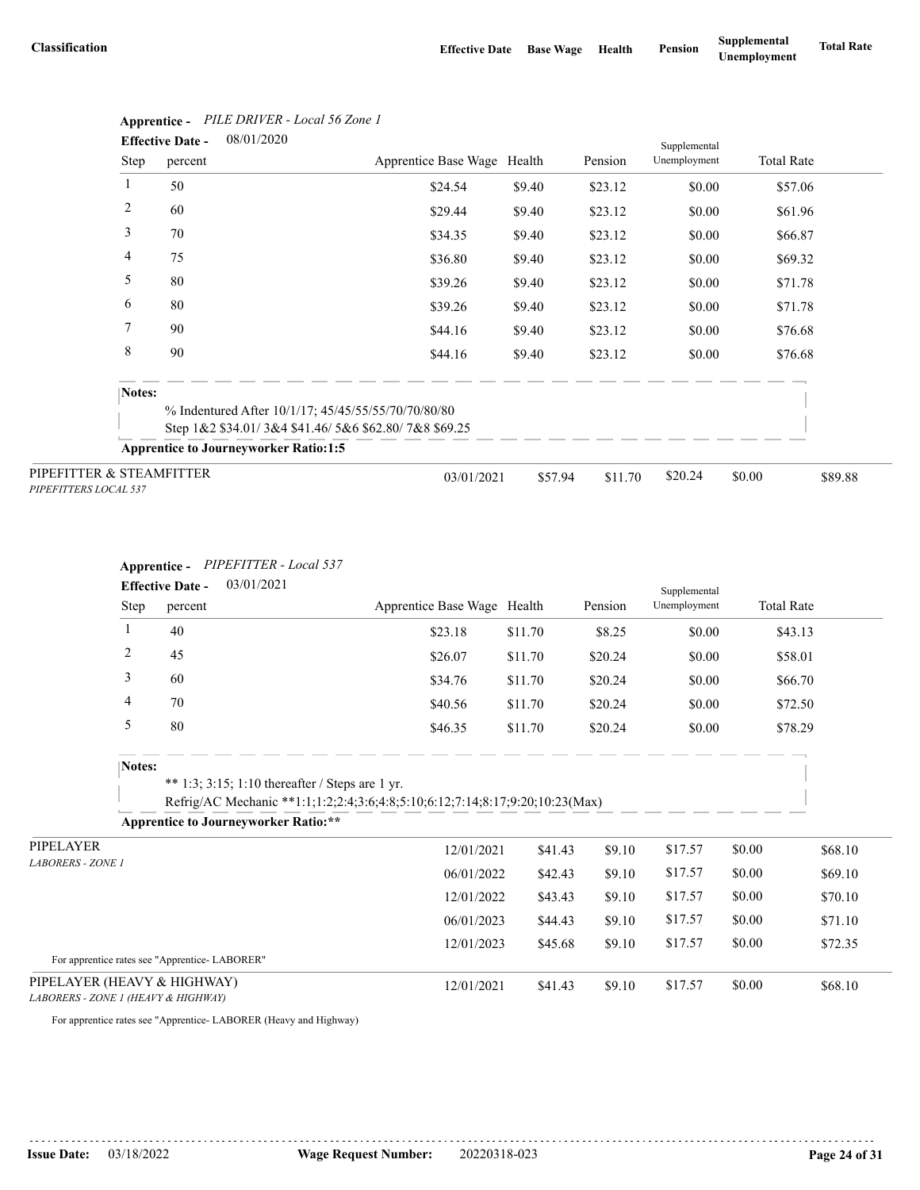| Classification | Effective Date | Base Wage | Health | Pension | Supplemental Unemployment | Total Rate |
|---|---|---|---|---|---|---|

**Apprentice -** *PILE DRIVER - Local 56 Zone 1*

**Effective Date -** 08/01/2020

| Step | percent | Apprentice Base Wage | Health | Pension | Supplemental Unemployment | Total Rate |
|---|---|---|---|---|---|---|
| 1 | 50 | $24.54 | $9.40 | $23.12 | $0.00 | $57.06 |
| 2 | 60 | $29.44 | $9.40 | $23.12 | $0.00 | $61.96 |
| 3 | 70 | $34.35 | $9.40 | $23.12 | $0.00 | $66.87 |
| 4 | 75 | $36.80 | $9.40 | $23.12 | $0.00 | $69.32 |
| 5 | 80 | $39.26 | $9.40 | $23.12 | $0.00 | $71.78 |
| 6 | 80 | $39.26 | $9.40 | $23.12 | $0.00 | $71.78 |
| 7 | 90 | $44.16 | $9.40 | $23.12 | $0.00 | $76.68 |
| 8 | 90 | $44.16 | $9.40 | $23.12 | $0.00 | $76.68 |

**Notes:**

% Indentured After 10/1/17; 45/45/55/55/70/70/80/80
Step 1&2 $34.01/ 3&4 $41.46/ 5&6 $62.80/ 7&8 $69.25

**Apprentice to Journeyworker Ratio:1:5**

| Classification | Effective Date | Base Wage | Health | Pension | Supplemental Unemployment | Total Rate |
|---|---|---|---|---|---|---|
| PIPEFITTER & STEAMFITTER<br>*PIPEFITTERS LOCAL 537* | 03/01/2021 | $57.94 | $11.70 | $20.24 | $0.00 | $89.88 |

**Apprentice -** *PIPEFITTER - Local 537*

**Effective Date -** 03/01/2021

| Step | percent | Apprentice Base Wage | Health | Pension | Supplemental Unemployment | Total Rate |
|---|---|---|---|---|---|---|
| 1 | 40 | $23.18 | $11.70 | $8.25 | $0.00 | $43.13 |
| 2 | 45 | $26.07 | $11.70 | $20.24 | $0.00 | $58.01 |
| 3 | 60 | $34.76 | $11.70 | $20.24 | $0.00 | $66.70 |
| 4 | 70 | $40.56 | $11.70 | $20.24 | $0.00 | $72.50 |
| 5 | 80 | $46.35 | $11.70 | $20.24 | $0.00 | $78.29 |

**Notes:**

** 1:3; 3:15; 1:10 thereafter / Steps are 1 yr.
Refrig/AC Mechanic **1:1;1:2;2:4;3:6;4:8;5:10;6:12;7:14;8:17;9:20;10:23(Max)

**Apprentice to Journeyworker Ratio:****

| Classification | Effective Date | Base Wage | Health | Pension | Supplemental Unemployment | Total Rate |
|---|---|---|---|---|---|---|
| PIPELAYER<br>*LABORERS - ZONE 1* | 12/01/2021 | $41.43 | $9.10 | $17.57 | $0.00 | $68.10 |
| | 06/01/2022 | $42.43 | $9.10 | $17.57 | $0.00 | $69.10 |
| | 12/01/2022 | $43.43 | $9.10 | $17.57 | $0.00 | $70.10 |
| | 06/01/2023 | $44.43 | $9.10 | $17.57 | $0.00 | $71.10 |
| | 12/01/2023 | $45.68 | $9.10 | $17.57 | $0.00 | $72.35 |

For apprentice rates see "Apprentice- LABORER"

| Classification | Effective Date | Base Wage | Health | Pension | Supplemental Unemployment | Total Rate |
|---|---|---|---|---|---|---|
| PIPELAYER (HEAVY & HIGHWAY)<br>*LABORERS - ZONE 1 (HEAVY & HIGHWAY)* | 12/01/2021 | $41.43 | $9.10 | $17.57 | $0.00 | $68.10 |

For apprentice rates see "Apprentice- LABORER (Heavy and Highway)

**Issue Date:** 03/18/2022 **Wage Request Number:** 20220318-023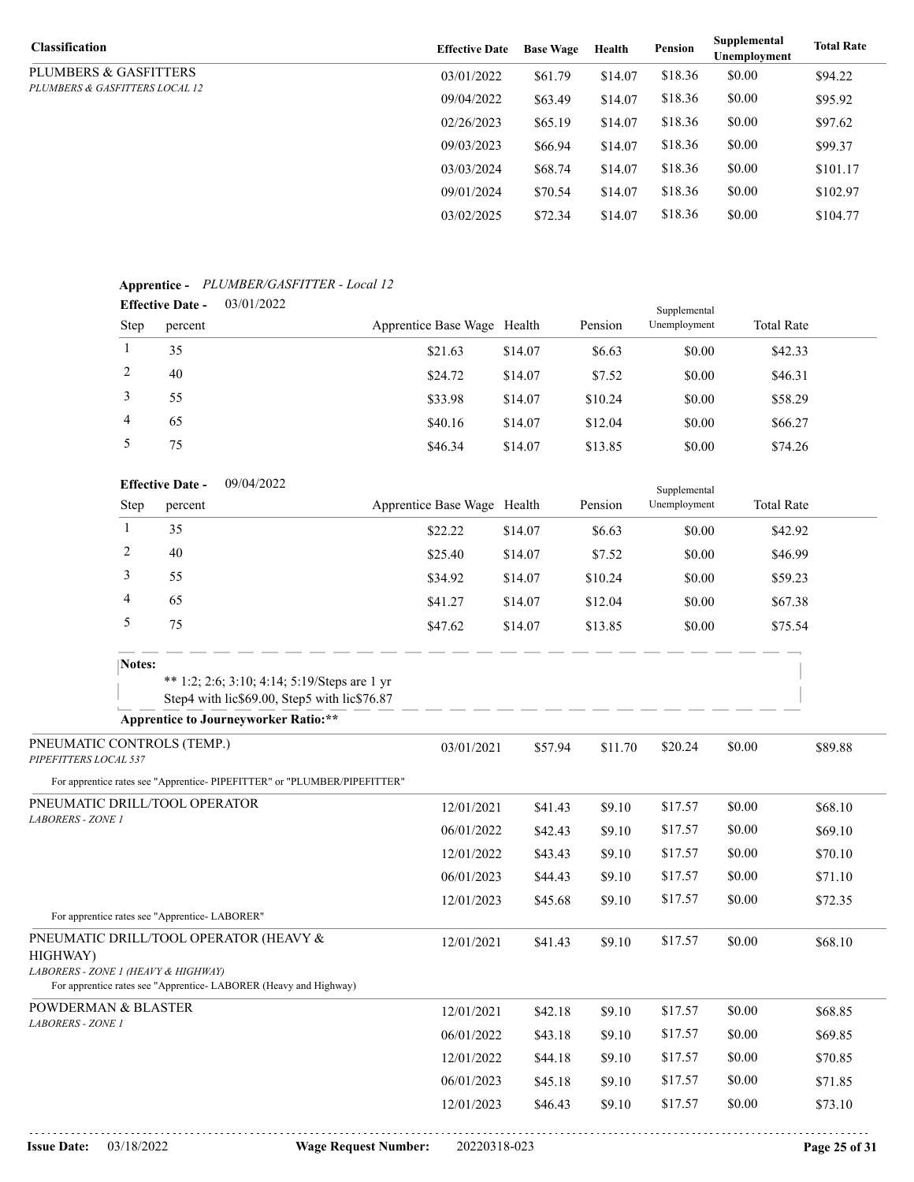| Classification | Effective Date | Base Wage | Health | Pension | Supplemental Unemployment | Total Rate |
|---|---|---|---|---|---|---|
| PLUMBERS & GASFITTERS<br>*PLUMBERS & GASFITTERS LOCAL 12* | 03/01/2022 | $61.79 | $14.07 | $18.36 | $0.00 | $94.22 |
| | 09/04/2022 | $63.49 | $14.07 | $18.36 | $0.00 | $95.92 |
| | 02/26/2023 | $65.19 | $14.07 | $18.36 | $0.00 | $97.62 |
| | 09/03/2023 | $66.94 | $14.07 | $18.36 | $0.00 | $99.37 |
| | 03/03/2024 | $68.74 | $14.07 | $18.36 | $0.00 | $101.17 |
| | 09/01/2024 | $70.54 | $14.07 | $18.36 | $0.00 | $102.97 |
| | 03/02/2025 | $72.34 | $14.07 | $18.36 | $0.00 | $104.77 |

**Apprentice -** *PLUMBER/GASFITTER - Local 12*

**Effective Date -** 03/01/2022

| Step | percent | Apprentice Base Wage | Health | Pension | Supplemental Unemployment | Total Rate |
|---|---|---|---|---|---|---|
| 1 | 35 | $21.63 | $14.07 | $6.63 | $0.00 | $42.33 |
| 2 | 40 | $24.72 | $14.07 | $7.52 | $0.00 | $46.31 |
| 3 | 55 | $33.98 | $14.07 | $10.24 | $0.00 | $58.29 |
| 4 | 65 | $40.16 | $14.07 | $12.04 | $0.00 | $66.27 |
| 5 | 75 | $46.34 | $14.07 | $13.85 | $0.00 | $74.26 |

**Effective Date -** 09/04/2022

| Step | percent | Apprentice Base Wage | Health | Pension | Supplemental Unemployment | Total Rate |
|---|---|---|---|---|---|---|
| 1 | 35 | $22.22 | $14.07 | $6.63 | $0.00 | $42.92 |
| 2 | 40 | $25.40 | $14.07 | $7.52 | $0.00 | $46.99 |
| 3 | 55 | $34.92 | $14.07 | $10.24 | $0.00 | $59.23 |
| 4 | 65 | $41.27 | $14.07 | $12.04 | $0.00 | $67.38 |
| 5 | 75 | $47.62 | $14.07 | $13.85 | $0.00 | $75.54 |

**Notes:**

** 1:2; 2:6; 3:10; 4:14; 5:19/Steps are 1 yr
Step4 with lic$69.00, Step5 with lic$76.87

**Apprentice to Journeyworker Ratio:****

| Classification | Effective Date | Base Wage | Health | Pension | Supplemental Unemployment | Total Rate |
|---|---|---|---|---|---|---|
| PNEUMATIC CONTROLS (TEMP.)<br>*PIPEFITTERS LOCAL 537* | 03/01/2021 | $57.94 | $11.70 | $20.24 | $0.00 | $89.88 |
| For apprentice rates see "Apprentice- PIPEFITTER" or "PLUMBER/PIPEFITTER" | | | | | | |
| PNEUMATIC DRILL/TOOL OPERATOR<br>*LABORERS - ZONE 1* | 12/01/2021 | $41.43 | $9.10 | $17.57 | $0.00 | $68.10 |
| | 06/01/2022 | $42.43 | $9.10 | $17.57 | $0.00 | $69.10 |
| | 12/01/2022 | $43.43 | $9.10 | $17.57 | $0.00 | $70.10 |
| | 06/01/2023 | $44.43 | $9.10 | $17.57 | $0.00 | $71.10 |
| | 12/01/2023 | $45.68 | $9.10 | $17.57 | $0.00 | $72.35 |
| For apprentice rates see "Apprentice- LABORER" | | | | | | |
| PNEUMATIC DRILL/TOOL OPERATOR (HEAVY & HIGHWAY)<br>*LABORERS - ZONE 1 (HEAVY & HIGHWAY)* | 12/01/2021 | $41.43 | $9.10 | $17.57 | $0.00 | $68.10 |
| For apprentice rates see "Apprentice- LABORER (Heavy and Highway) | | | | | | |
| POWDERMAN & BLASTER<br>*LABORERS - ZONE 1* | 12/01/2021 | $42.18 | $9.10 | $17.57 | $0.00 | $68.85 |
| | 06/01/2022 | $43.18 | $9.10 | $17.57 | $0.00 | $69.85 |
| | 12/01/2022 | $44.18 | $9.10 | $17.57 | $0.00 | $70.85 |
| | 06/01/2023 | $45.18 | $9.10 | $17.57 | $0.00 | $71.85 |
| | 12/01/2023 | $46.43 | $9.10 | $17.57 | $0.00 | $73.10 |

**Issue Date:** 03/18/2022 **Wage Request Number:** 20220318-023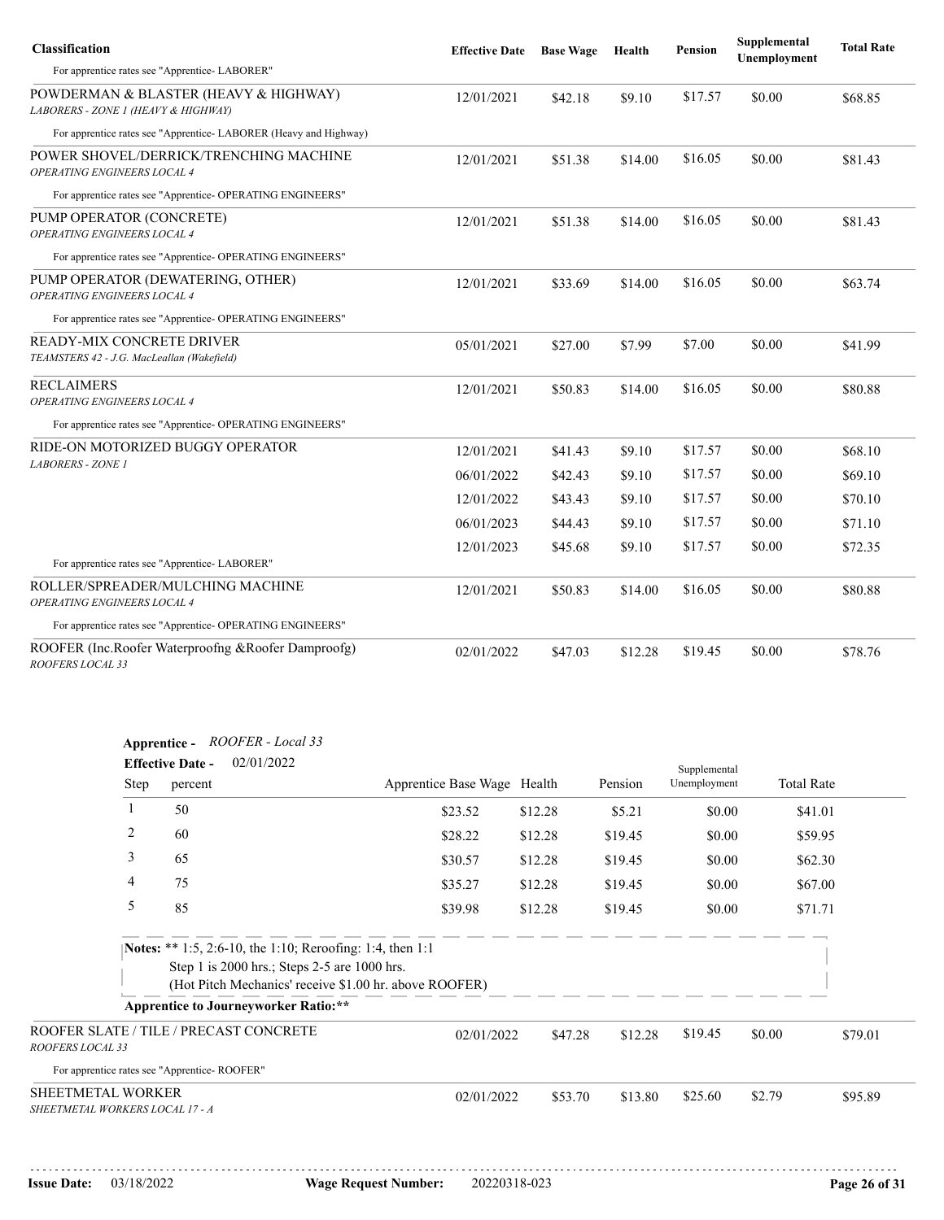| Classification | Effective Date | Base Wage | Health | Pension | Supplemental Unemployment | Total Rate |
|---|---|---|---|---|---|---|
| For apprentice rates see "Apprentice- LABORER" | | | | | | |
| POWDERMAN & BLASTER (HEAVY & HIGHWAY) *LABORERS - ZONE 1 (HEAVY & HIGHWAY)* | 12/01/2021 | $42.18 | $9.10 | $17.57 | $0.00 | $68.85 |
| For apprentice rates see "Apprentice- LABORER (Heavy and Highway) | | | | | | |
| POWER SHOVEL/DERRICK/TRENCHING MACHINE *OPERATING ENGINEERS LOCAL 4* | 12/01/2021 | $51.38 | $14.00 | $16.05 | $0.00 | $81.43 |
| For apprentice rates see "Apprentice- OPERATING ENGINEERS" | | | | | | |
| PUMP OPERATOR (CONCRETE) *OPERATING ENGINEERS LOCAL 4* | 12/01/2021 | $51.38 | $14.00 | $16.05 | $0.00 | $81.43 |
| For apprentice rates see "Apprentice- OPERATING ENGINEERS" | | | | | | |
| PUMP OPERATOR (DEWATERING, OTHER) *OPERATING ENGINEERS LOCAL 4* | 12/01/2021 | $33.69 | $14.00 | $16.05 | $0.00 | $63.74 |
| For apprentice rates see "Apprentice- OPERATING ENGINEERS" | | | | | | |
| READY-MIX CONCRETE DRIVER *TEAMSTERS 42 - J.G. MacLeallan (Wakefield)* | 05/01/2021 | $27.00 | $7.99 | $7.00 | $0.00 | $41.99 |
| RECLAIMERS *OPERATING ENGINEERS LOCAL 4* | 12/01/2021 | $50.83 | $14.00 | $16.05 | $0.00 | $80.88 |
| For apprentice rates see "Apprentice- OPERATING ENGINEERS" | | | | | | |
| RIDE-ON MOTORIZED BUGGY OPERATOR *LABORERS - ZONE 1* | 12/01/2021 | $41.43 | $9.10 | $17.57 | $0.00 | $68.10 |
| | 06/01/2022 | $42.43 | $9.10 | $17.57 | $0.00 | $69.10 |
| | 12/01/2022 | $43.43 | $9.10 | $17.57 | $0.00 | $70.10 |
| | 06/01/2023 | $44.43 | $9.10 | $17.57 | $0.00 | $71.10 |
| | 12/01/2023 | $45.68 | $9.10 | $17.57 | $0.00 | $72.35 |
| For apprentice rates see "Apprentice- LABORER" | | | | | | |
| ROLLER/SPREADER/MULCHING MACHINE *OPERATING ENGINEERS LOCAL 4* | 12/01/2021 | $50.83 | $14.00 | $16.05 | $0.00 | $80.88 |
| For apprentice rates see "Apprentice- OPERATING ENGINEERS" | | | | | | |
| ROOFER (Inc.Roofer Waterproofng &Roofer Dampproofg) *ROOFERS LOCAL 33* | 02/01/2022 | $47.03 | $12.28 | $19.45 | $0.00 | $78.76 |

**Apprentice -** *ROOFER - Local 33*

**Effective Date -** 02/01/2022

| Step | percent | Apprentice Base Wage | Health | Pension | Supplemental Unemployment | Total Rate |
|---|---|---|---|---|---|---|
| 1 | 50 | $23.52 | $12.28 | $5.21 | $0.00 | $41.01 |
| 2 | 60 | $28.22 | $12.28 | $19.45 | $0.00 | $59.95 |
| 3 | 65 | $30.57 | $12.28 | $19.45 | $0.00 | $62.30 |
| 4 | 75 | $35.27 | $12.28 | $19.45 | $0.00 | $67.00 |
| 5 | 85 | $39.98 | $12.28 | $19.45 | $0.00 | $71.71 |

**Notes:** ** 1:5, 2:6-10, the 1:10; Reroofing: 1:4, then 1:1
Step 1 is 2000 hrs.; Steps 2-5 are 1000 hrs.
(Hot Pitch Mechanics' receive $1.00 hr. above ROOFER)

**Apprentice to Journeyworker Ratio:****

| Classification | Effective Date | Base Wage | Health | Pension | Supplemental Unemployment | Total Rate |
|---|---|---|---|---|---|---|
| ROOFER SLATE / TILE / PRECAST CONCRETE *ROOFERS LOCAL 33* | 02/01/2022 | $47.28 | $12.28 | $19.45 | $0.00 | $79.01 |
| For apprentice rates see "Apprentice- ROOFER" | | | | | | |
| SHEETMETAL WORKER *SHEETMETAL WORKERS LOCAL 17 - A* | 02/01/2022 | $53.70 | $13.80 | $25.60 | $2.79 | $95.89 |

**Issue Date:** 03/18/2022 **Wage Request Number:** 20220318-023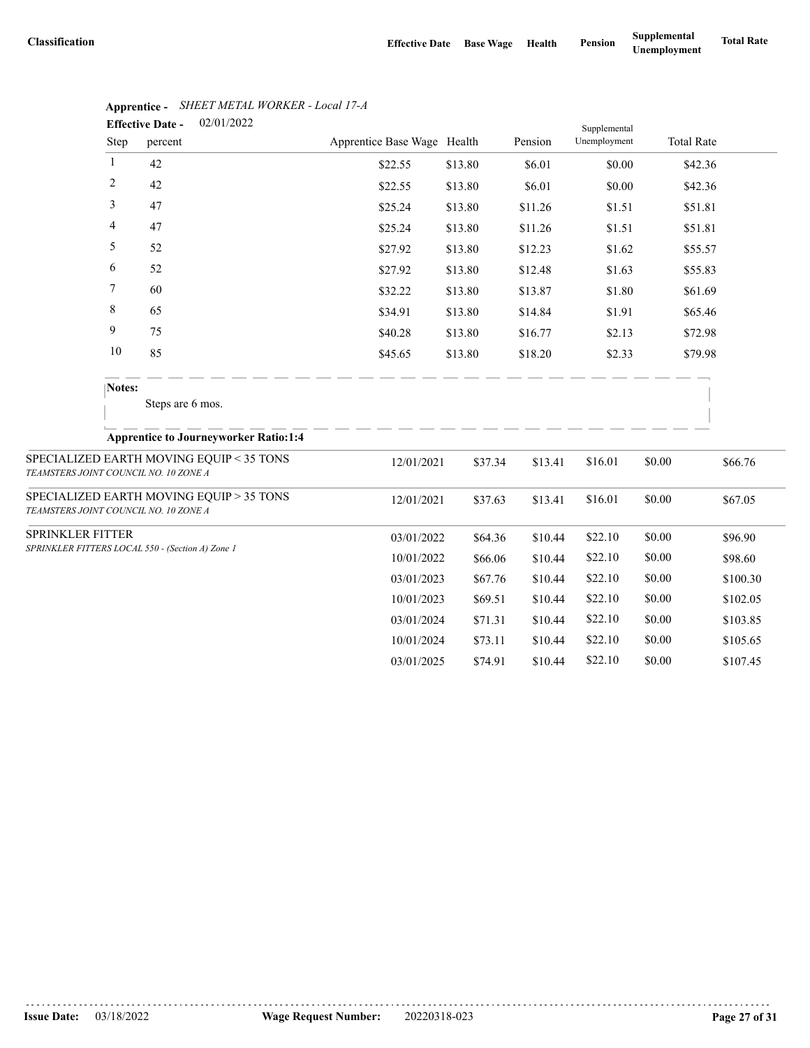| Classification | Effective Date | Base Wage | Health | Pension | Supplemental Unemployment | Total Rate |
|---|---|---|---|---|---|---|

**Apprentice -** *SHEET METAL WORKER - Local 17-A*

**Effective Date -** 02/01/2022

| Step | percent | Apprentice Base Wage | Health | Pension | Supplemental Unemployment | Total Rate |
|---|---|---|---|---|---|---|
| 1 | 42 | $22.55 | $13.80 | $6.01 | $0.00 | $42.36 |
| 2 | 42 | $22.55 | $13.80 | $6.01 | $0.00 | $42.36 |
| 3 | 47 | $25.24 | $13.80 | $11.26 | $1.51 | $51.81 |
| 4 | 47 | $25.24 | $13.80 | $11.26 | $1.51 | $51.81 |
| 5 | 52 | $27.92 | $13.80 | $12.23 | $1.62 | $55.57 |
| 6 | 52 | $27.92 | $13.80 | $12.48 | $1.63 | $55.83 |
| 7 | 60 | $32.22 | $13.80 | $13.87 | $1.80 | $61.69 |
| 8 | 65 | $34.91 | $13.80 | $14.84 | $1.91 | $65.46 |
| 9 | 75 | $40.28 | $13.80 | $16.77 | $2.13 | $72.98 |
| 10 | 85 | $45.65 | $13.80 | $18.20 | $2.33 | $79.98 |

**Notes:**

Steps are 6 mos.

**Apprentice to Journeyworker Ratio:1:4**

| Classification | Effective Date | Base Wage | Health | Pension | Supplemental Unemployment | Total Rate |
|---|---|---|---|---|---|---|
| SPECIALIZED EARTH MOVING EQUIP < 35 TONS<br>*TEAMSTERS JOINT COUNCIL NO. 10 ZONE A* | 12/01/2021 | $37.34 | $13.41 | $16.01 | $0.00 | $66.76 |
| SPECIALIZED EARTH MOVING EQUIP > 35 TONS<br>*TEAMSTERS JOINT COUNCIL NO. 10 ZONE A* | 12/01/2021 | $37.63 | $13.41 | $16.01 | $0.00 | $67.05 |
| SPRINKLER FITTER<br>*SPRINKLER FITTERS LOCAL 550 - (Section A) Zone 1* | 03/01/2022 | $64.36 | $10.44 | $22.10 | $0.00 | $96.90 |
| | 10/01/2022 | $66.06 | $10.44 | $22.10 | $0.00 | $98.60 |
| | 03/01/2023 | $67.76 | $10.44 | $22.10 | $0.00 | $100.30 |
| | 10/01/2023 | $69.51 | $10.44 | $22.10 | $0.00 | $102.05 |
| | 03/01/2024 | $71.31 | $10.44 | $22.10 | $0.00 | $103.85 |
| | 10/01/2024 | $73.11 | $10.44 | $22.10 | $0.00 | $105.65 |
| | 03/01/2025 | $74.91 | $10.44 | $22.10 | $0.00 | $107.45 |

**Issue Date:** 03/18/2022 **Wage Request Number:** 20220318-023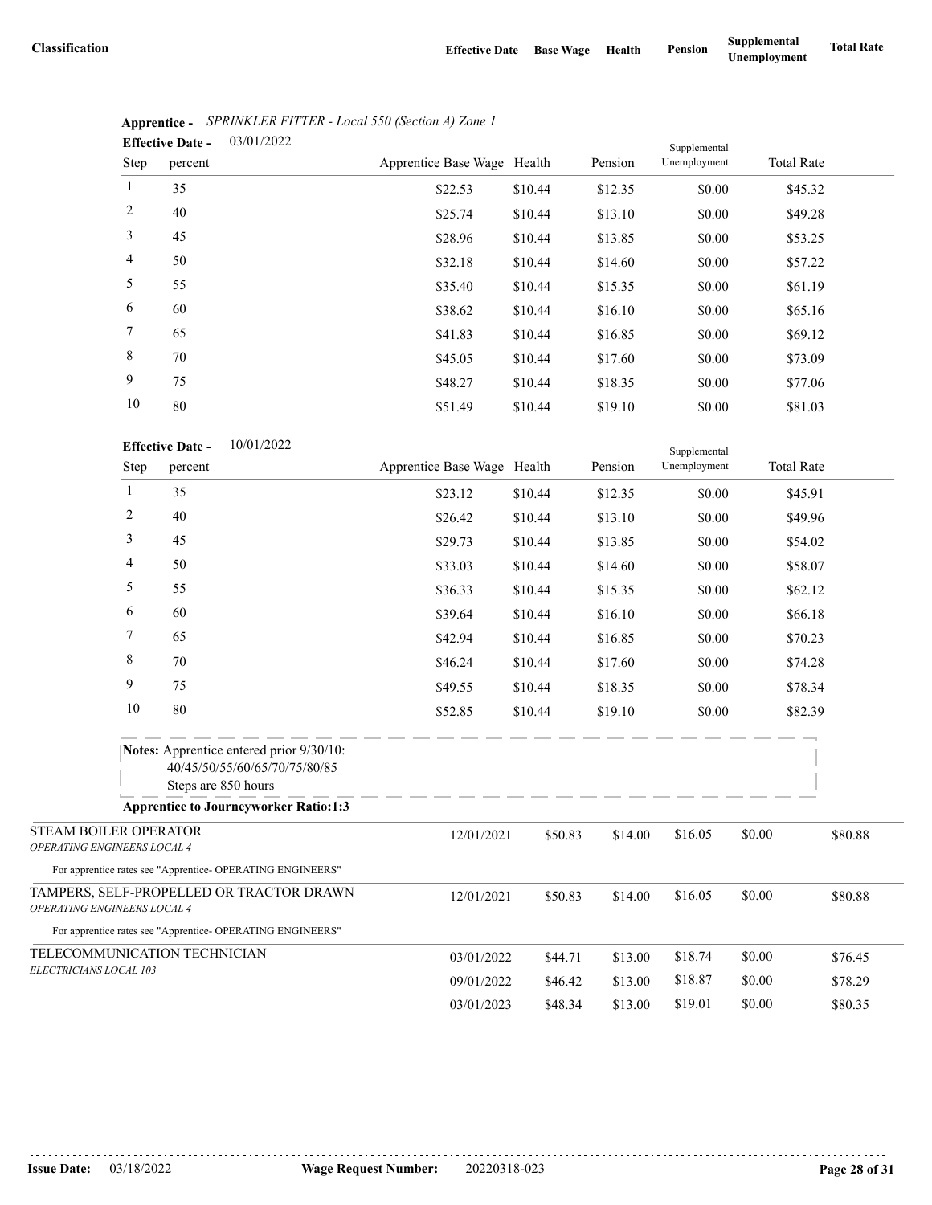| Classification | Effective Date | Base Wage | Health | Pension | Supplemental Unemployment | Total Rate |
|---|---|---|---|---|---|---|

**Apprentice -** *SPRINKLER FITTER - Local 550 (Section A) Zone 1*

**Effective Date -** 03/01/2022

| Step | percent | Apprentice Base Wage | Health | Pension | Supplemental Unemployment | Total Rate |
|---|---|---|---|---|---|---|
| 1 | 35 | $22.53 | $10.44 | $12.35 | $0.00 | $45.32 |
| 2 | 40 | $25.74 | $10.44 | $13.10 | $0.00 | $49.28 |
| 3 | 45 | $28.96 | $10.44 | $13.85 | $0.00 | $53.25 |
| 4 | 50 | $32.18 | $10.44 | $14.60 | $0.00 | $57.22 |
| 5 | 55 | $35.40 | $10.44 | $15.35 | $0.00 | $61.19 |
| 6 | 60 | $38.62 | $10.44 | $16.10 | $0.00 | $65.16 |
| 7 | 65 | $41.83 | $10.44 | $16.85 | $0.00 | $69.12 |
| 8 | 70 | $45.05 | $10.44 | $17.60 | $0.00 | $73.09 |
| 9 | 75 | $48.27 | $10.44 | $18.35 | $0.00 | $77.06 |
| 10 | 80 | $51.49 | $10.44 | $19.10 | $0.00 | $81.03 |

**Effective Date -** 10/01/2022

| Step | percent | Apprentice Base Wage | Health | Pension | Supplemental Unemployment | Total Rate |
|---|---|---|---|---|---|---|
| 1 | 35 | $23.12 | $10.44 | $12.35 | $0.00 | $45.91 |
| 2 | 40 | $26.42 | $10.44 | $13.10 | $0.00 | $49.96 |
| 3 | 45 | $29.73 | $10.44 | $13.85 | $0.00 | $54.02 |
| 4 | 50 | $33.03 | $10.44 | $14.60 | $0.00 | $58.07 |
| 5 | 55 | $36.33 | $10.44 | $15.35 | $0.00 | $62.12 |
| 6 | 60 | $39.64 | $10.44 | $16.10 | $0.00 | $66.18 |
| 7 | 65 | $42.94 | $10.44 | $16.85 | $0.00 | $70.23 |
| 8 | 70 | $46.24 | $10.44 | $17.60 | $0.00 | $74.28 |
| 9 | 75 | $49.55 | $10.44 | $18.35 | $0.00 | $78.34 |
| 10 | 80 | $52.85 | $10.44 | $19.10 | $0.00 | $82.39 |

**Notes:** Apprentice entered prior 9/30/10:
40/45/50/55/60/65/70/75/80/85
Steps are 850 hours

**Apprentice to Journeyworker Ratio:1:3**

| Classification | Effective Date | Base Wage | Health | Pension | Supplemental Unemployment | Total Rate |
|---|---|---|---|---|---|---|
| STEAM BOILER OPERATOR<br>*OPERATING ENGINEERS LOCAL 4* | 12/01/2021 | $50.83 | $14.00 | $16.05 | $0.00 | $80.88 |

For apprentice rates see "Apprentice- OPERATING ENGINEERS"

| Classification | Effective Date | Base Wage | Health | Pension | Supplemental Unemployment | Total Rate |
|---|---|---|---|---|---|---|
| TAMPERS, SELF-PROPELLED OR TRACTOR DRAWN<br>*OPERATING ENGINEERS LOCAL 4* | 12/01/2021 | $50.83 | $14.00 | $16.05 | $0.00 | $80.88 |

For apprentice rates see "Apprentice- OPERATING ENGINEERS"

| Classification | Effective Date | Base Wage | Health | Pension | Supplemental Unemployment | Total Rate |
|---|---|---|---|---|---|---|
| TELECOMMUNICATION TECHNICIAN<br>*ELECTRICIANS LOCAL 103* | 03/01/2022 | $44.71 | $13.00 | $18.74 | $0.00 | $76.45 |
| | 09/01/2022 | $46.42 | $13.00 | $18.87 | $0.00 | $78.29 |
| | 03/01/2023 | $48.34 | $13.00 | $19.01 | $0.00 | $80.35 |

**Issue Date:** 03/18/2022 **Wage Request Number:** 20220318-023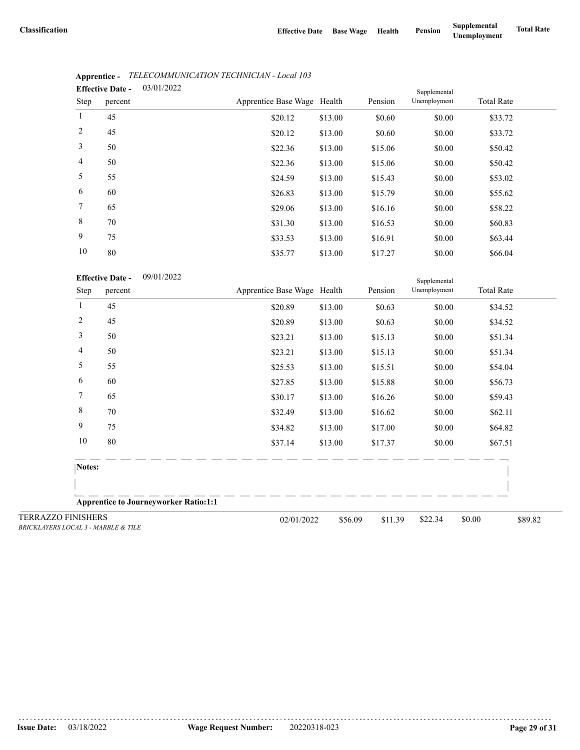| Classification | Effective Date | Base Wage | Health | Pension | Supplemental Unemployment | Total Rate |
|---|---|---|---|---|---|---|

**Apprentice -** *TELECOMMUNICATION TECHNICIAN - Local 103*

**Effective Date -** 03/01/2022

| Step | percent | Apprentice Base Wage | Health | Pension | Supplemental Unemployment | Total Rate |
|---|---|---|---|---|---|---|
| 1 | 45 | $20.12 | $13.00 | $0.60 | $0.00 | $33.72 |
| 2 | 45 | $20.12 | $13.00 | $0.60 | $0.00 | $33.72 |
| 3 | 50 | $22.36 | $13.00 | $15.06 | $0.00 | $50.42 |
| 4 | 50 | $22.36 | $13.00 | $15.06 | $0.00 | $50.42 |
| 5 | 55 | $24.59 | $13.00 | $15.43 | $0.00 | $53.02 |
| 6 | 60 | $26.83 | $13.00 | $15.79 | $0.00 | $55.62 |
| 7 | 65 | $29.06 | $13.00 | $16.16 | $0.00 | $58.22 |
| 8 | 70 | $31.30 | $13.00 | $16.53 | $0.00 | $60.83 |
| 9 | 75 | $33.53 | $13.00 | $16.91 | $0.00 | $63.44 |
| 10 | 80 | $35.77 | $13.00 | $17.27 | $0.00 | $66.04 |

**Effective Date -** 09/01/2022

| Step | percent | Apprentice Base Wage | Health | Pension | Supplemental Unemployment | Total Rate |
|---|---|---|---|---|---|---|
| 1 | 45 | $20.89 | $13.00 | $0.63 | $0.00 | $34.52 |
| 2 | 45 | $20.89 | $13.00 | $0.63 | $0.00 | $34.52 |
| 3 | 50 | $23.21 | $13.00 | $15.13 | $0.00 | $51.34 |
| 4 | 50 | $23.21 | $13.00 | $15.13 | $0.00 | $51.34 |
| 5 | 55 | $25.53 | $13.00 | $15.51 | $0.00 | $54.04 |
| 6 | 60 | $27.85 | $13.00 | $15.88 | $0.00 | $56.73 |
| 7 | 65 | $30.17 | $13.00 | $16.26 | $0.00 | $59.43 |
| 8 | 70 | $32.49 | $13.00 | $16.62 | $0.00 | $62.11 |
| 9 | 75 | $34.82 | $13.00 | $17.00 | $0.00 | $64.82 |
| 10 | 80 | $37.14 | $13.00 | $17.37 | $0.00 | $67.51 |

**Notes:**

**Apprentice to Journeyworker Ratio:1:1**

| Classification | Effective Date | Base Wage | Health | Pension | Supplemental Unemployment | Total Rate |
|---|---|---|---|---|---|---|
| TERRAZZO FINISHERS<br>*BRICKLAYERS LOCAL 3 - MARBLE & TILE* | 02/01/2022 | $56.09 | $11.39 | $22.34 | $0.00 | $89.82 |

**Issue Date:** 03/18/2022 **Wage Request Number:** 20220318-023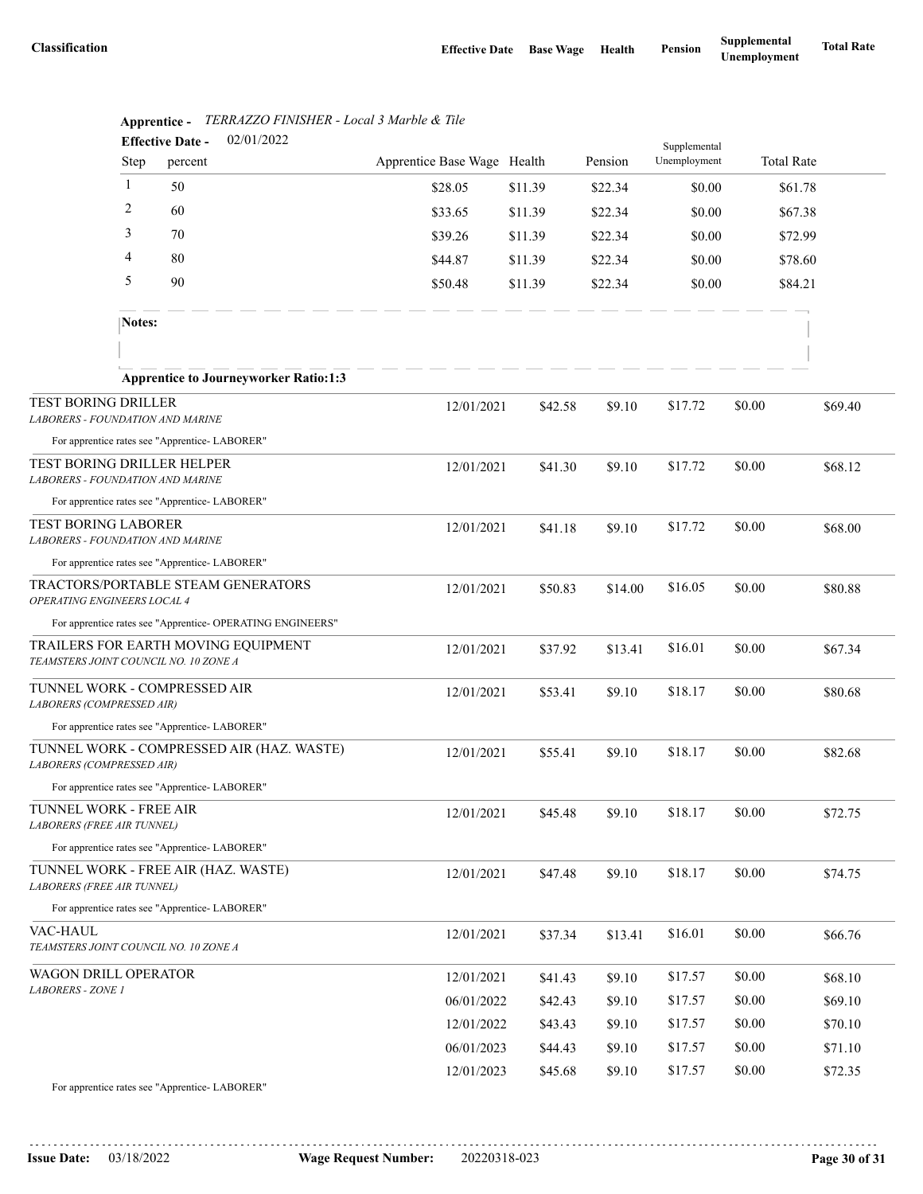| Classification | Effective Date | Base Wage | Health | Pension | Supplemental Unemployment | Total Rate |
|---|---|---|---|---|---|---|

**Apprentice -** *TERRAZZO FINISHER - Local 3 Marble & Tile*

**Effective Date -** 02/01/2022

| Step | percent | Apprentice Base Wage | Health | Pension | Supplemental Unemployment | Total Rate |
|---|---|---|---|---|---|---|
| 1 | 50 | $28.05 | $11.39 | $22.34 | $0.00 | $61.78 |
| 2 | 60 | $33.65 | $11.39 | $22.34 | $0.00 | $67.38 |
| 3 | 70 | $39.26 | $11.39 | $22.34 | $0.00 | $72.99 |
| 4 | 80 | $44.87 | $11.39 | $22.34 | $0.00 | $78.60 |
| 5 | 90 | $50.48 | $11.39 | $22.34 | $0.00 | $84.21 |

**Notes:**

**Apprentice to Journeyworker Ratio:1:3**

| Classification | Effective Date | Base Wage | Health | Pension | Supplemental Unemployment | Total Rate |
|---|---|---|---|---|---|---|
| TEST BORING DRILLER<br>*LABORERS - FOUNDATION AND MARINE*<br>For apprentice rates see "Apprentice- LABORER" | 12/01/2021 | $42.58 | $9.10 | $17.72 | $0.00 | $69.40 |
| TEST BORING DRILLER HELPER<br>*LABORERS - FOUNDATION AND MARINE*<br>For apprentice rates see "Apprentice- LABORER" | 12/01/2021 | $41.30 | $9.10 | $17.72 | $0.00 | $68.12 |
| TEST BORING LABORER<br>*LABORERS - FOUNDATION AND MARINE*<br>For apprentice rates see "Apprentice- LABORER" | 12/01/2021 | $41.18 | $9.10 | $17.72 | $0.00 | $68.00 |
| TRACTORS/PORTABLE STEAM GENERATORS<br>*OPERATING ENGINEERS LOCAL 4*<br>For apprentice rates see "Apprentice- OPERATING ENGINEERS" | 12/01/2021 | $50.83 | $14.00 | $16.05 | $0.00 | $80.88 |
| TRAILERS FOR EARTH MOVING EQUIPMENT<br>*TEAMSTERS JOINT COUNCIL NO. 10 ZONE A* | 12/01/2021 | $37.92 | $13.41 | $16.01 | $0.00 | $67.34 |
| TUNNEL WORK - COMPRESSED AIR<br>*LABORERS (COMPRESSED AIR)*<br>For apprentice rates see "Apprentice- LABORER" | 12/01/2021 | $53.41 | $9.10 | $18.17 | $0.00 | $80.68 |
| TUNNEL WORK - COMPRESSED AIR (HAZ. WASTE)<br>*LABORERS (COMPRESSED AIR)*<br>For apprentice rates see "Apprentice- LABORER" | 12/01/2021 | $55.41 | $9.10 | $18.17 | $0.00 | $82.68 |
| TUNNEL WORK - FREE AIR<br>*LABORERS (FREE AIR TUNNEL)*<br>For apprentice rates see "Apprentice- LABORER" | 12/01/2021 | $45.48 | $9.10 | $18.17 | $0.00 | $72.75 |
| TUNNEL WORK - FREE AIR (HAZ. WASTE)<br>*LABORERS (FREE AIR TUNNEL)*<br>For apprentice rates see "Apprentice- LABORER" | 12/01/2021 | $47.48 | $9.10 | $18.17 | $0.00 | $74.75 |
| VAC-HAUL<br>*TEAMSTERS JOINT COUNCIL NO. 10 ZONE A* | 12/01/2021 | $37.34 | $13.41 | $16.01 | $0.00 | $66.76 |
| WAGON DRILL OPERATOR<br>*LABORERS - ZONE 1* | 12/01/2021 | $41.43 | $9.10 | $17.57 | $0.00 | $68.10 |
| | 06/01/2022 | $42.43 | $9.10 | $17.57 | $0.00 | $69.10 |
| | 12/01/2022 | $43.43 | $9.10 | $17.57 | $0.00 | $70.10 |
| | 06/01/2023 | $44.43 | $9.10 | $17.57 | $0.00 | $71.10 |
| | 12/01/2023 | $45.68 | $9.10 | $17.57 | $0.00 | $72.35 |

For apprentice rates see "Apprentice- LABORER"

**Issue Date:** 03/18/2022 **Wage Request Number:** 20220318-023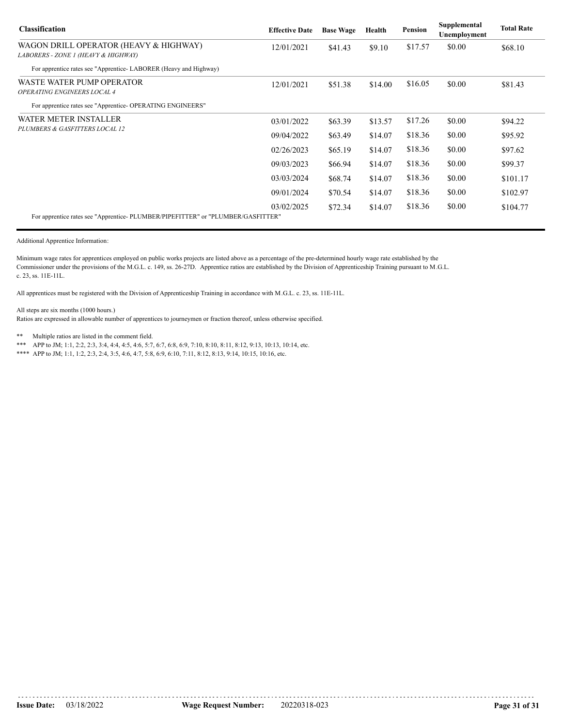| Classification | Effective Date | Base Wage | Health | Pension | Supplemental Unemployment | Total Rate |
|---|---|---|---|---|---|---|
| WAGON DRILL OPERATOR (HEAVY & HIGHWAY)<br>*LABORERS - ZONE 1 (HEAVY & HIGHWAY)* | 12/01/2021 | $41.43 | $9.10 | $17.57 | $0.00 | $68.10 |
| For apprentice rates see "Apprentice- LABORER (Heavy and Highway) | | | | | | |
| WASTE WATER PUMP OPERATOR<br>*OPERATING ENGINEERS LOCAL 4* | 12/01/2021 | $51.38 | $14.00 | $16.05 | $0.00 | $81.43 |
| For apprentice rates see "Apprentice- OPERATING ENGINEERS" | | | | | | |
| WATER METER INSTALLER<br>*PLUMBERS & GASFITTERS LOCAL 12* | 03/01/2022 | $63.39 | $13.57 | $17.26 | $0.00 | $94.22 |
| | 09/04/2022 | $63.49 | $14.07 | $18.36 | $0.00 | $95.92 |
| | 02/26/2023 | $65.19 | $14.07 | $18.36 | $0.00 | $97.62 |
| | 09/03/2023 | $66.94 | $14.07 | $18.36 | $0.00 | $99.37 |
| | 03/03/2024 | $68.74 | $14.07 | $18.36 | $0.00 | $101.17 |
| | 09/01/2024 | $70.54 | $14.07 | $18.36 | $0.00 | $102.97 |
| | 03/02/2025 | $72.34 | $14.07 | $18.36 | $0.00 | $104.77 |
| For apprentice rates see "Apprentice- PLUMBER/PIPEFITTER" or "PLUMBER/GASFITTER" | | | | | | |

Additional Apprentice Information:

Minimum wage rates for apprentices employed on public works projects are listed above as a percentage of the pre-determined hourly wage rate established by the Commissioner under the provisions of the M.G.L. c. 149, ss. 26-27D. Apprentice ratios are established by the Division of Apprenticeship Training pursuant to M.G.L. c. 23, ss. 11E-11L.

All apprentices must be registered with the Division of Apprenticeship Training in accordance with M.G.L. c. 23, ss. 11E-11L.

All steps are six months (1000 hours.)
Ratios are expressed in allowable number of apprentices to journeymen or fraction thereof, unless otherwise specified.

** Multiple ratios are listed in the comment field.
*** APP to JM; 1:1, 2:2, 2:3, 3:4, 4:4, 4:5, 4:6, 5:7, 6:7, 6:8, 6:9, 7:10, 8:10, 8:11, 8:12, 9:13, 10:13, 10:14, etc.
**** APP to JM; 1:1, 1:2, 2:3, 2:4, 3:5, 4:6, 4:7, 5:8, 6:9, 6:10, 7:11, 8:12, 8:13, 9:14, 10:15, 10:16, etc.

**Issue Date:** 03/18/2022 **Wage Request Number:** 20220318-023